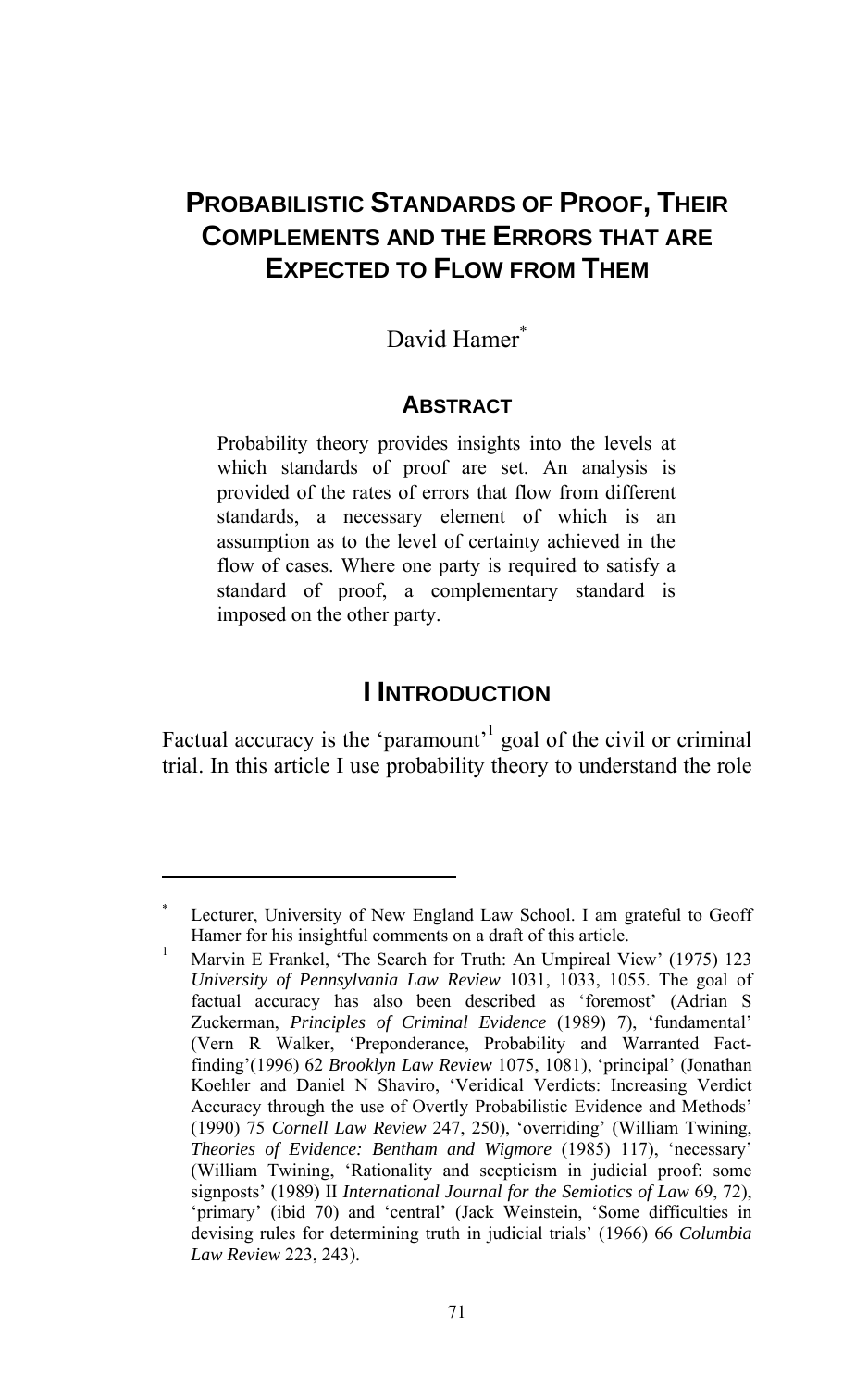# Probabilistic Standards of Proof, Their Complements and the Errors that are Expected to Flow from Them

David Hamer[*]

## Abstract

Probability theory provides insights into the levels at which standards of proof are set. An analysis is provided of the rates of errors that flow from different standards, a necessary element of which is an assumption as to the level of certainty achieved in the flow of cases. Where one party is required to satisfy a standard of proof, a complementary standard is imposed on the other party.

## I Introduction

Factual accuracy is the 'paramount'[1] goal of the civil or criminal trial. In this article I use probability theory to understand the role

---

[*] Lecturer, University of New England Law School. I am grateful to Geoff Hamer for his insightful comments on a draft of this article.

[1] Marvin E Frankel, 'The Search for Truth: An Umpireal View' (1975) 123 *University of Pennsylvania Law Review* 1031, 1033, 1055. The goal of factual accuracy has also been described as 'foremost' (Adrian S Zuckerman, *Principles of Criminal Evidence* (1989) 7), 'fundamental' (Vern R Walker, 'Preponderance, Probability and Warranted Fact-finding'(1996) 62 *Brooklyn Law Review* 1075, 1081), 'principal' (Jonathan Koehler and Daniel N Shaviro, 'Veridical Verdicts: Increasing Verdict Accuracy through the use of Overtly Probabilistic Evidence and Methods' (1990) 75 *Cornell Law Review* 247, 250), 'overriding' (William Twining, *Theories of Evidence: Bentham and Wigmore* (1985) 117), 'necessary' (William Twining, 'Rationality and scepticism in judicial proof: some signposts' (1989) II *International Journal for the Semiotics of Law* 69, 72), 'primary' (ibid 70) and 'central' (Jack Weinstein, 'Some difficulties in devising rules for determining truth in judicial trials' (1966) 66 *Columbia Law Review* 223, 243).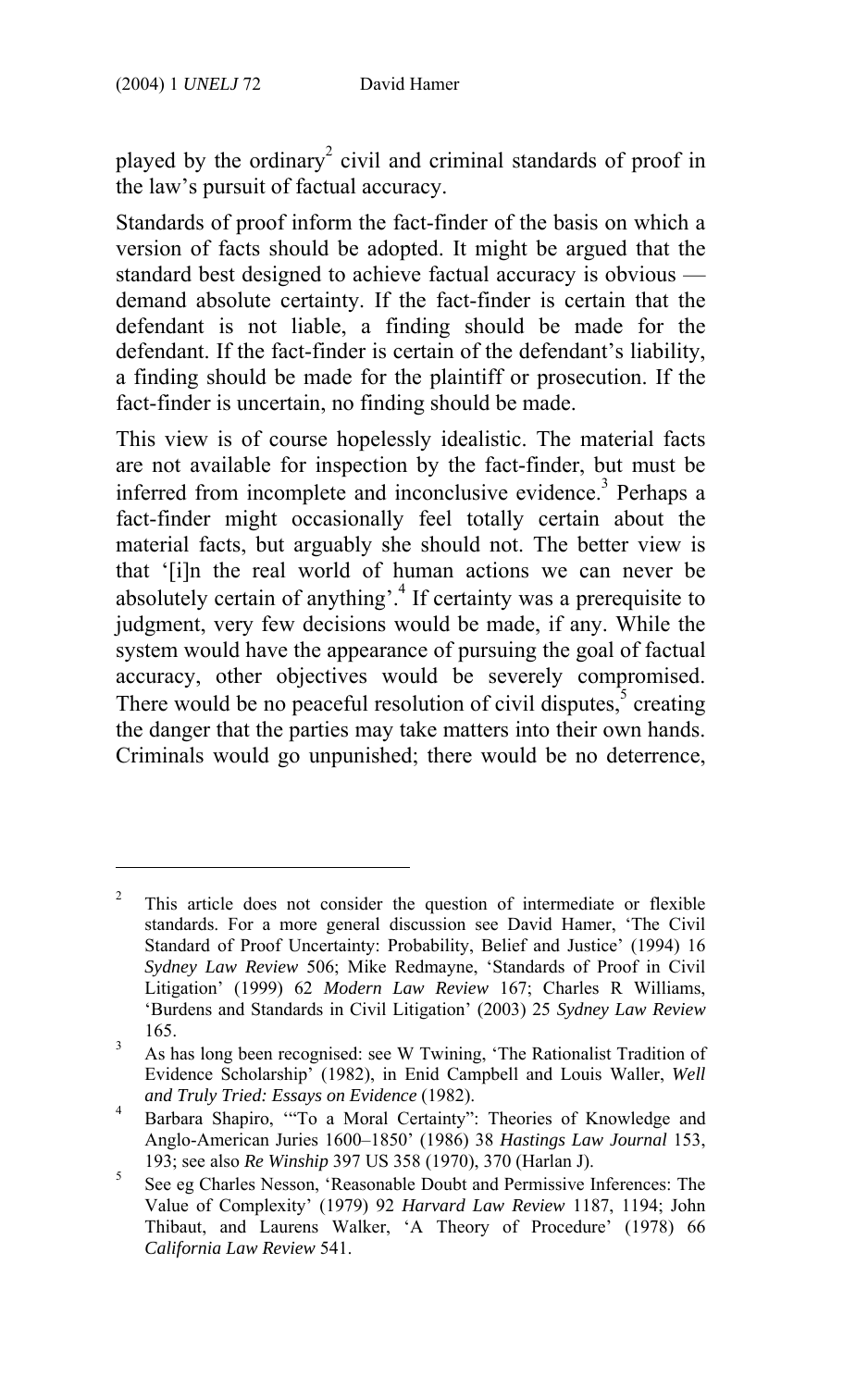played by the ordinary[2] civil and criminal standards of proof in the law's pursuit of factual accuracy.

Standards of proof inform the fact-finder of the basis on which a version of facts should be adopted. It might be argued that the standard best designed to achieve factual accuracy is obvious — demand absolute certainty. If the fact-finder is certain that the defendant is not liable, a finding should be made for the defendant. If the fact-finder is certain of the defendant's liability, a finding should be made for the plaintiff or prosecution. If the fact-finder is uncertain, no finding should be made.

This view is of course hopelessly idealistic. The material facts are not available for inspection by the fact-finder, but must be inferred from incomplete and inconclusive evidence.[3] Perhaps a fact-finder might occasionally feel totally certain about the material facts, but arguably she should not. The better view is that '[i]n the real world of human actions we can never be absolutely certain of anything'.[4] If certainty was a prerequisite to judgment, very few decisions would be made, if any. While the system would have the appearance of pursuing the goal of factual accuracy, other objectives would be severely compromised. There would be no peaceful resolution of civil disputes,[5] creating the danger that the parties may take matters into their own hands. Criminals would go unpunished; there would be no deterrence,

---

[2] This article does not consider the question of intermediate or flexible standards. For a more general discussion see David Hamer, 'The Civil Standard of Proof Uncertainty: Probability, Belief and Justice' (1994) 16 *Sydney Law Review* 506; Mike Redmayne, 'Standards of Proof in Civil Litigation' (1999) 62 *Modern Law Review* 167; Charles R Williams, 'Burdens and Standards in Civil Litigation' (2003) 25 *Sydney Law Review* 165.

[3] As has long been recognised: see W Twining, 'The Rationalist Tradition of Evidence Scholarship' (1982), in Enid Campbell and Louis Waller, *Well and Truly Tried: Essays on Evidence* (1982).

[4] Barbara Shapiro, '"To a Moral Certainty": Theories of Knowledge and Anglo-American Juries 1600–1850' (1986) 38 *Hastings Law Journal* 153, 193; see also *Re Winship* 397 US 358 (1970), 370 (Harlan J).

[5] See eg Charles Nesson, 'Reasonable Doubt and Permissive Inferences: The Value of Complexity' (1979) 92 *Harvard Law Review* 1187, 1194; John Thibaut, and Laurens Walker, 'A Theory of Procedure' (1978) 66 *California Law Review* 541.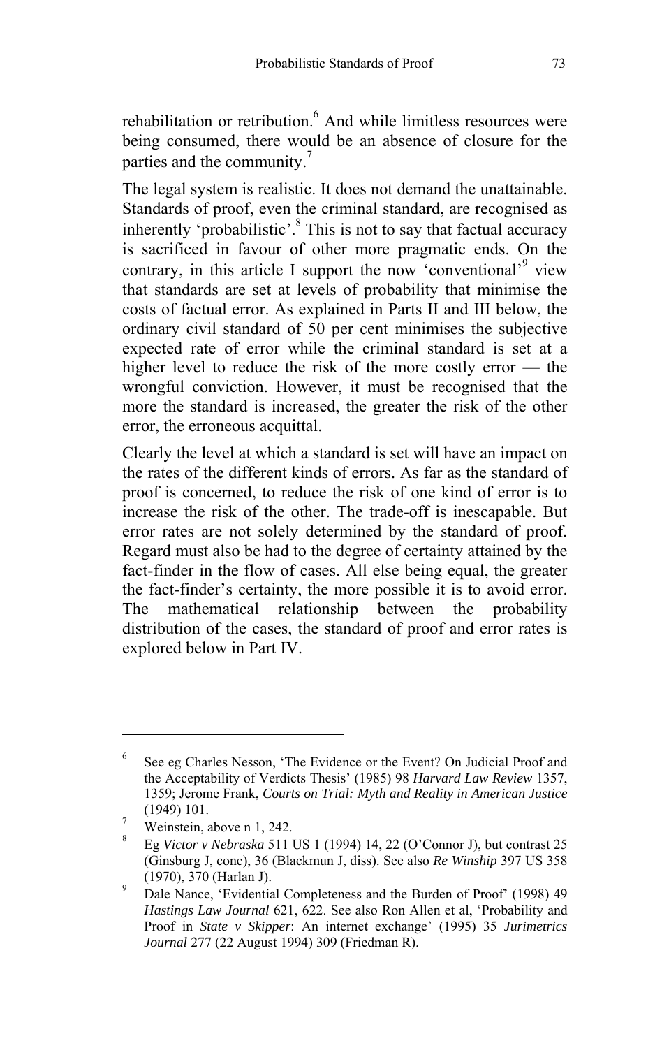rehabilitation or retribution.[6] And while limitless resources were being consumed, there would be an absence of closure for the parties and the community.[7]

The legal system is realistic. It does not demand the unattainable. Standards of proof, even the criminal standard, are recognised as inherently 'probabilistic'.[8] This is not to say that factual accuracy is sacrificed in favour of other more pragmatic ends. On the contrary, in this article I support the now 'conventional'[9] view that standards are set at levels of probability that minimise the costs of factual error. As explained in Parts II and III below, the ordinary civil standard of 50 per cent minimises the subjective expected rate of error while the criminal standard is set at a higher level to reduce the risk of the more costly error — the wrongful conviction. However, it must be recognised that the more the standard is increased, the greater the risk of the other error, the erroneous acquittal.

Clearly the level at which a standard is set will have an impact on the rates of the different kinds of errors. As far as the standard of proof is concerned, to reduce the risk of one kind of error is to increase the risk of the other. The trade-off is inescapable. But error rates are not solely determined by the standard of proof. Regard must also be had to the degree of certainty attained by the fact-finder in the flow of cases. All else being equal, the greater the fact-finder's certainty, the more possible it is to avoid error. The mathematical relationship between the probability distribution of the cases, the standard of proof and error rates is explored below in Part IV.

---

[6] See eg Charles Nesson, 'The Evidence or the Event? On Judicial Proof and the Acceptability of Verdicts Thesis' (1985) 98 *Harvard Law Review* 1357, 1359; Jerome Frank, *Courts on Trial: Myth and Reality in American Justice* (1949) 101.

[7] Weinstein, above n 1, 242.

[8] Eg *Victor v Nebraska* 511 US 1 (1994) 14, 22 (O'Connor J), but contrast 25 (Ginsburg J, conc), 36 (Blackmun J, diss). See also *Re Winship* 397 US 358 (1970), 370 (Harlan J).

[9] Dale Nance, 'Evidential Completeness and the Burden of Proof' (1998) 49 *Hastings Law Journal* 621, 622. See also Ron Allen et al, 'Probability and Proof in *State v Skipper*: An internet exchange' (1995) 35 *Jurimetrics Journal* 277 (22 August 1994) 309 (Friedman R).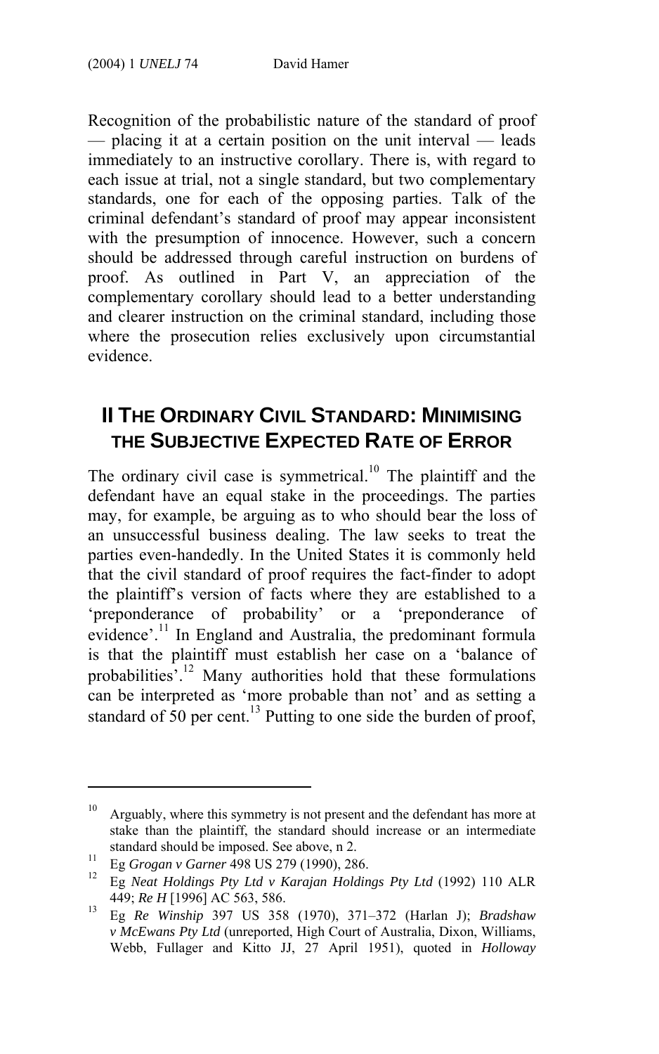Recognition of the probabilistic nature of the standard of proof — placing it at a certain position on the unit interval — leads immediately to an instructive corollary. There is, with regard to each issue at trial, not a single standard, but two complementary standards, one for each of the opposing parties. Talk of the criminal defendant's standard of proof may appear inconsistent with the presumption of innocence. However, such a concern should be addressed through careful instruction on burdens of proof. As outlined in Part V, an appreciation of the complementary corollary should lead to a better understanding and clearer instruction on the criminal standard, including those where the prosecution relies exclusively upon circumstantial evidence.

## II THE ORDINARY CIVIL STANDARD: MINIMISING THE SUBJECTIVE EXPECTED RATE OF ERROR

The ordinary civil case is symmetrical.[10] The plaintiff and the defendant have an equal stake in the proceedings. The parties may, for example, be arguing as to who should bear the loss of an unsuccessful business dealing. The law seeks to treat the parties even-handedly. In the United States it is commonly held that the civil standard of proof requires the fact-finder to adopt the plaintiff's version of facts where they are established to a 'preponderance of probability' or a 'preponderance of evidence'.[11] In England and Australia, the predominant formula is that the plaintiff must establish her case on a 'balance of probabilities'.[12] Many authorities hold that these formulations can be interpreted as 'more probable than not' and as setting a standard of 50 per cent.[13] Putting to one side the burden of proof,

---

[10] Arguably, where this symmetry is not present and the defendant has more at stake than the plaintiff, the standard should increase or an intermediate standard should be imposed. See above, n 2.

[11] Eg *Grogan v Garner* 498 US 279 (1990), 286.

[12] Eg *Neat Holdings Pty Ltd v Karajan Holdings Pty Ltd* (1992) 110 ALR 449; *Re H* [1996] AC 563, 586.

[13] Eg *Re Winship* 397 US 358 (1970), 371–372 (Harlan J); *Bradshaw v McEwans Pty Ltd* (unreported, High Court of Australia, Dixon, Williams, Webb, Fullager and Kitto JJ, 27 April 1951), quoted in *Holloway*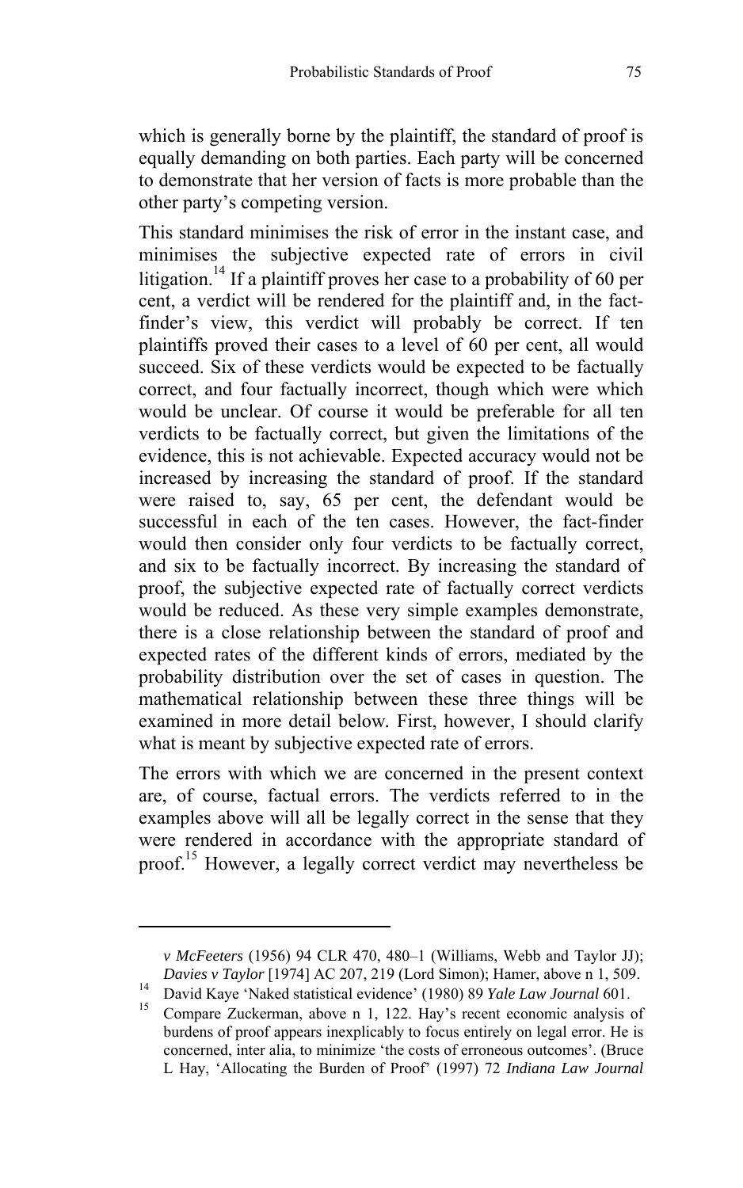which is generally borne by the plaintiff, the standard of proof is equally demanding on both parties. Each party will be concerned to demonstrate that her version of facts is more probable than the other party's competing version.

This standard minimises the risk of error in the instant case, and minimises the subjective expected rate of errors in civil litigation.[14] If a plaintiff proves her case to a probability of 60 per cent, a verdict will be rendered for the plaintiff and, in the fact-finder's view, this verdict will probably be correct. If ten plaintiffs proved their cases to a level of 60 per cent, all would succeed. Six of these verdicts would be expected to be factually correct, and four factually incorrect, though which were which would be unclear. Of course it would be preferable for all ten verdicts to be factually correct, but given the limitations of the evidence, this is not achievable. Expected accuracy would not be increased by increasing the standard of proof. If the standard were raised to, say, 65 per cent, the defendant would be successful in each of the ten cases. However, the fact-finder would then consider only four verdicts to be factually correct, and six to be factually incorrect. By increasing the standard of proof, the subjective expected rate of factually correct verdicts would be reduced. As these very simple examples demonstrate, there is a close relationship between the standard of proof and expected rates of the different kinds of errors, mediated by the probability distribution over the set of cases in question. The mathematical relationship between these three things will be examined in more detail below. First, however, I should clarify what is meant by subjective expected rate of errors.

The errors with which we are concerned in the present context are, of course, factual errors. The verdicts referred to in the examples above will all be legally correct in the sense that they were rendered in accordance with the appropriate standard of proof.[15] However, a legally correct verdict may nevertheless be

---

*v McFeeters* (1956) 94 CLR 470, 480–1 (Williams, Webb and Taylor JJ); *Davies v Taylor* [1974] AC 207, 219 (Lord Simon); Hamer, above n 1, 509.

[14] David Kaye 'Naked statistical evidence' (1980) 89 *Yale Law Journal* 601.

[15] Compare Zuckerman, above n 1, 122. Hay's recent economic analysis of burdens of proof appears inexplicably to focus entirely on legal error. He is concerned, inter alia, to minimize 'the costs of erroneous outcomes'. (Bruce L Hay, 'Allocating the Burden of Proof' (1997) 72 *Indiana Law Journal*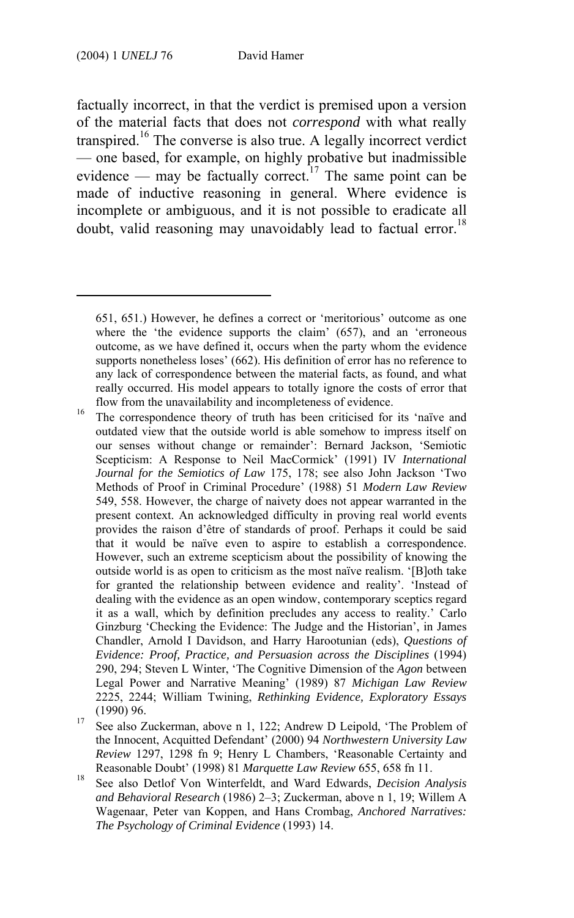factually incorrect, in that the verdict is premised upon a version of the material facts that does not *correspond* with what really transpired.[16] The converse is also true. A legally incorrect verdict — one based, for example, on highly probative but inadmissible evidence — may be factually correct.[17] The same point can be made of inductive reasoning in general. Where evidence is incomplete or ambiguous, and it is not possible to eradicate all doubt, valid reasoning may unavoidably lead to factual error.[18]

---

651, 651.) However, he defines a correct or 'meritorious' outcome as one where the 'the evidence supports the claim' (657), and an 'erroneous outcome, as we have defined it, occurs when the party whom the evidence supports nonetheless loses' (662). His definition of error has no reference to any lack of correspondence between the material facts, as found, and what really occurred. His model appears to totally ignore the costs of error that flow from the unavailability and incompleteness of evidence.

[16] The correspondence theory of truth has been criticised for its 'naïve and outdated view that the outside world is able somehow to impress itself on our senses without change or remainder': Bernard Jackson, 'Semiotic Scepticism: A Response to Neil MacCormick' (1991) IV *International Journal for the Semiotics of Law* 175, 178; see also John Jackson 'Two Methods of Proof in Criminal Procedure' (1988) 51 *Modern Law Review* 549, 558. However, the charge of naivety does not appear warranted in the present context. An acknowledged difficulty in proving real world events provides the raison d'être of standards of proof. Perhaps it could be said that it would be naïve even to aspire to establish a correspondence. However, such an extreme scepticism about the possibility of knowing the outside world is as open to criticism as the most naïve realism. '[B]oth take for granted the relationship between evidence and reality'. 'Instead of dealing with the evidence as an open window, contemporary sceptics regard it as a wall, which by definition precludes any access to reality.' Carlo Ginzburg 'Checking the Evidence: The Judge and the Historian', in James Chandler, Arnold I Davidson, and Harry Harootunian (eds), *Questions of Evidence: Proof, Practice, and Persuasion across the Disciplines* (1994) 290, 294; Steven L Winter, 'The Cognitive Dimension of the *Agon* between Legal Power and Narrative Meaning' (1989) 87 *Michigan Law Review* 2225, 2244; William Twining, *Rethinking Evidence, Exploratory Essays* (1990) 96.

[17] See also Zuckerman, above n 1, 122; Andrew D Leipold, 'The Problem of the Innocent, Acquitted Defendant' (2000) 94 *Northwestern University Law Review* 1297, 1298 fn 9; Henry L Chambers, 'Reasonable Certainty and Reasonable Doubt' (1998) 81 *Marquette Law Review* 655, 658 fn 11.

[18] See also Detlof Von Winterfeldt, and Ward Edwards, *Decision Analysis and Behavioral Research* (1986) 2–3; Zuckerman, above n 1, 19; Willem A Wagenaar, Peter van Koppen, and Hans Crombag, *Anchored Narratives: The Psychology of Criminal Evidence* (1993) 14.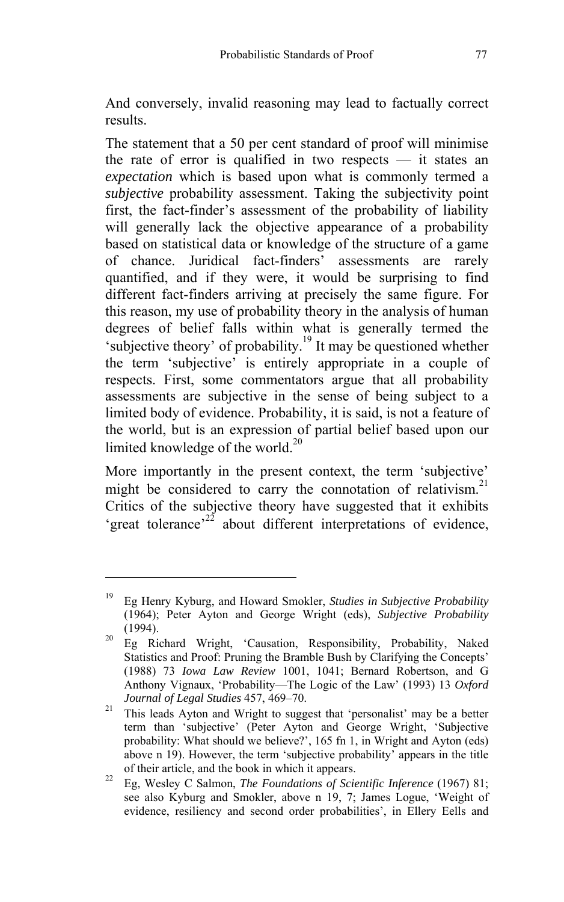And conversely, invalid reasoning may lead to factually correct results.

The statement that a 50 per cent standard of proof will minimise the rate of error is qualified in two respects — it states an *expectation* which is based upon what is commonly termed a *subjective* probability assessment. Taking the subjectivity point first, the fact-finder's assessment of the probability of liability will generally lack the objective appearance of a probability based on statistical data or knowledge of the structure of a game of chance. Juridical fact-finders' assessments are rarely quantified, and if they were, it would be surprising to find different fact-finders arriving at precisely the same figure. For this reason, my use of probability theory in the analysis of human degrees of belief falls within what is generally termed the 'subjective theory' of probability.[19] It may be questioned whether the term 'subjective' is entirely appropriate in a couple of respects. First, some commentators argue that all probability assessments are subjective in the sense of being subject to a limited body of evidence. Probability, it is said, is not a feature of the world, but is an expression of partial belief based upon our limited knowledge of the world.[20]

More importantly in the present context, the term 'subjective' might be considered to carry the connotation of relativism.[21] Critics of the subjective theory have suggested that it exhibits 'great tolerance'[22] about different interpretations of evidence,

---

[19] Eg Henry Kyburg, and Howard Smokler, *Studies in Subjective Probability* (1964); Peter Ayton and George Wright (eds), *Subjective Probability* (1994).

[20] Eg Richard Wright, 'Causation, Responsibility, Probability, Naked Statistics and Proof: Pruning the Bramble Bush by Clarifying the Concepts' (1988) 73 *Iowa Law Review* 1001, 1041; Bernard Robertson, and G Anthony Vignaux, 'Probability—The Logic of the Law' (1993) 13 *Oxford Journal of Legal Studies* 457, 469–70.

[21] This leads Ayton and Wright to suggest that 'personalist' may be a better term than 'subjective' (Peter Ayton and George Wright, 'Subjective probability: What should we believe?', 165 fn 1, in Wright and Ayton (eds) above n 19). However, the term 'subjective probability' appears in the title of their article, and the book in which it appears.

[22] Eg, Wesley C Salmon, *The Foundations of Scientific Inference* (1967) 81; see also Kyburg and Smokler, above n 19, 7; James Logue, 'Weight of evidence, resiliency and second order probabilities', in Ellery Eells and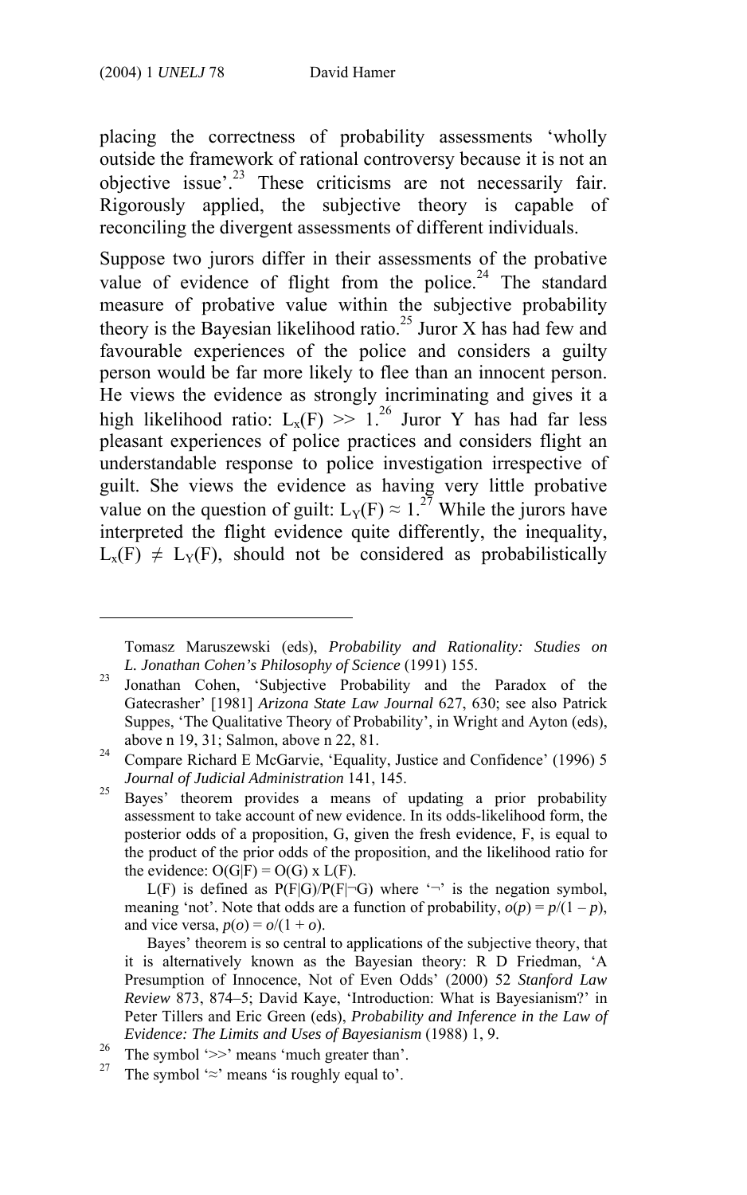placing the correctness of probability assessments 'wholly outside the framework of rational controversy because it is not an objective issue'.[23] These criticisms are not necessarily fair. Rigorously applied, the subjective theory is capable of reconciling the divergent assessments of different individuals.

Suppose two jurors differ in their assessments of the probative value of evidence of flight from the police.[24] The standard measure of probative value within the subjective probability theory is the Bayesian likelihood ratio.[25] Juror X has had few and favourable experiences of the police and considers a guilty person would be far more likely to flee than an innocent person. He views the evidence as strongly incriminating and gives it a high likelihood ratio: $L_x(F) >> 1$.[26] Juror Y has had far less pleasant experiences of police practices and considers flight an understandable response to police investigation irrespective of guilt. She views the evidence as having very little probative value on the question of guilt: $L_Y(F) \approx 1$.[27] While the jurors have interpreted the flight evidence quite differently, the inequality, $L_x(F) \neq L_Y(F)$, should not be considered as probabilistically

---

Tomasz Maruszewski (eds), *Probability and Rationality: Studies on L. Jonathan Cohen's Philosophy of Science* (1991) 155.

[23] Jonathan Cohen, 'Subjective Probability and the Paradox of the Gatecrasher' [1981] *Arizona State Law Journal* 627, 630; see also Patrick Suppes, 'The Qualitative Theory of Probability', in Wright and Ayton (eds), above n 19, 31; Salmon, above n 22, 81.

[24] Compare Richard E McGarvie, 'Equality, Justice and Confidence' (1996) 5 *Journal of Judicial Administration* 141, 145.

[25] Bayes' theorem provides a means of updating a prior probability assessment to take account of new evidence. In its odds-likelihood form, the posterior odds of a proposition, G, given the fresh evidence, F, is equal to the product of the prior odds of the proposition, and the likelihood ratio for the evidence: $O(G|F) = O(G) \times L(F)$.

$L(F)$ is defined as $P(F|G)/P(F|\neg G)$ where '¬' is the negation symbol, meaning 'not'. Note that odds are a function of probability, $o(p) = p/(1 - p)$, and vice versa, $p(o) = o/(1 + o)$.

Bayes' theorem is so central to applications of the subjective theory, that it is alternatively known as the Bayesian theory: R D Friedman, 'A Presumption of Innocence, Not of Even Odds' (2000) 52 *Stanford Law Review* 873, 874–5; David Kaye, 'Introduction: What is Bayesianism?' in Peter Tillers and Eric Green (eds), *Probability and Inference in the Law of Evidence: The Limits and Uses of Bayesianism* (1988) 1, 9.

[26] The symbol '>>' means 'much greater than'.

[27] The symbol '≈' means 'is roughly equal to'.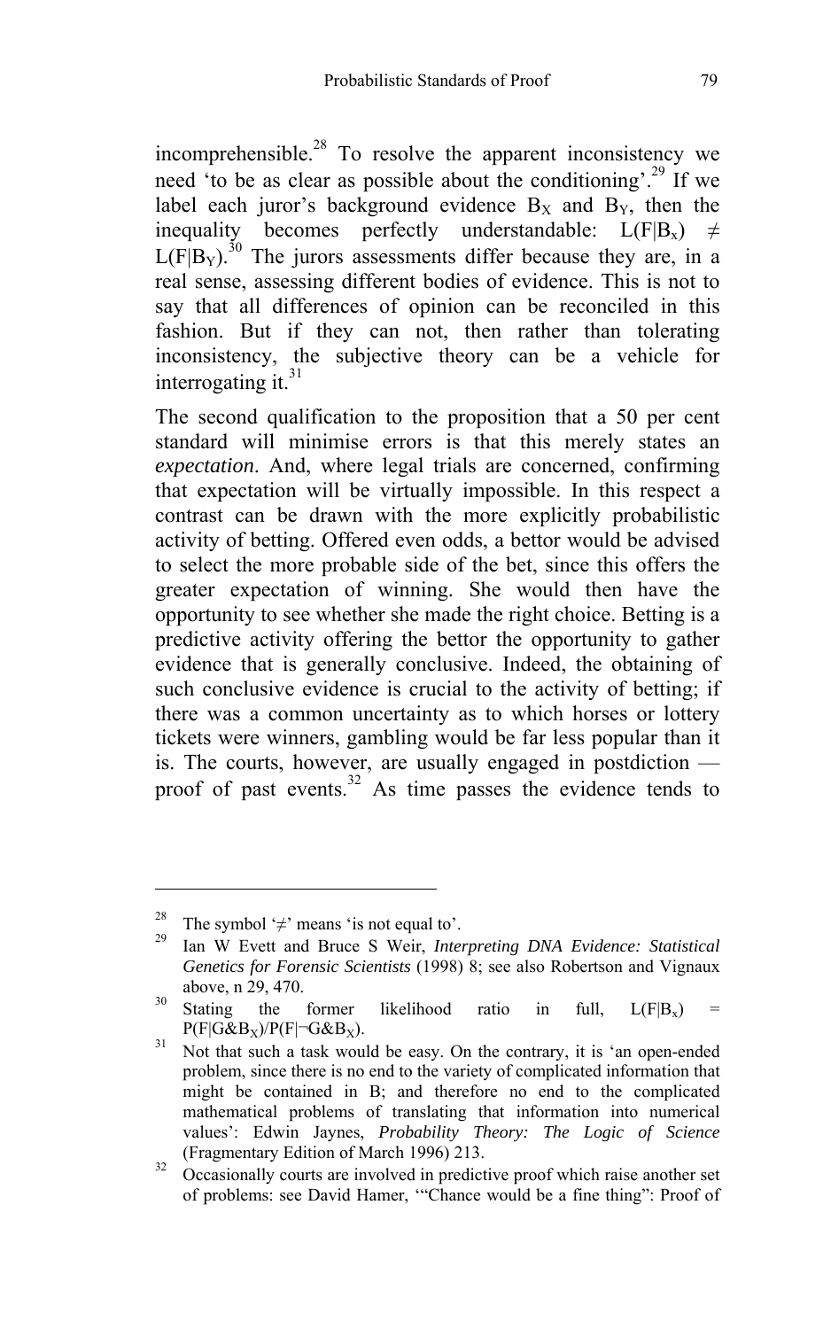incomprehensible.[28] To resolve the apparent inconsistency we need 'to be as clear as possible about the conditioning'.[29] If we label each juror's background evidence $B_X$ and $B_Y$, then the inequality becomes perfectly understandable: $L(F|B_x) \neq L(F|B_Y)$.[30] The jurors assessments differ because they are, in a real sense, assessing different bodies of evidence. This is not to say that all differences of opinion can be reconciled in this fashion. But if they can not, then rather than tolerating inconsistency, the subjective theory can be a vehicle for interrogating it.[31]

The second qualification to the proposition that a 50 per cent standard will minimise errors is that this merely states an *expectation*. And, where legal trials are concerned, confirming that expectation will be virtually impossible. In this respect a contrast can be drawn with the more explicitly probabilistic activity of betting. Offered even odds, a bettor would be advised to select the more probable side of the bet, since this offers the greater expectation of winning. She would then have the opportunity to see whether she made the right choice. Betting is a predictive activity offering the bettor the opportunity to gather evidence that is generally conclusive. Indeed, the obtaining of such conclusive evidence is crucial to the activity of betting; if there was a common uncertainty as to which horses or lottery tickets were winners, gambling would be far less popular than it is. The courts, however, are usually engaged in postdiction — proof of past events.[32] As time passes the evidence tends to

---

[28] The symbol '≠' means 'is not equal to'.

[29] Ian W Evett and Bruce S Weir, *Interpreting DNA Evidence: Statistical Genetics for Forensic Scientists* (1998) 8; see also Robertson and Vignaux above, n 29, 470.

[30] Stating the former likelihood ratio in full, $L(F|B_x) = P(F|G\&B_X)/P(F|\neg G\&B_X)$.

[31] Not that such a task would be easy. On the contrary, it is 'an open-ended problem, since there is no end to the variety of complicated information that might be contained in B; and therefore no end to the complicated mathematical problems of translating that information into numerical values': Edwin Jaynes, *Probability Theory: The Logic of Science* (Fragmentary Edition of March 1996) 213.

[32] Occasionally courts are involved in predictive proof which raise another set of problems: see David Hamer, '"Chance would be a fine thing": Proof of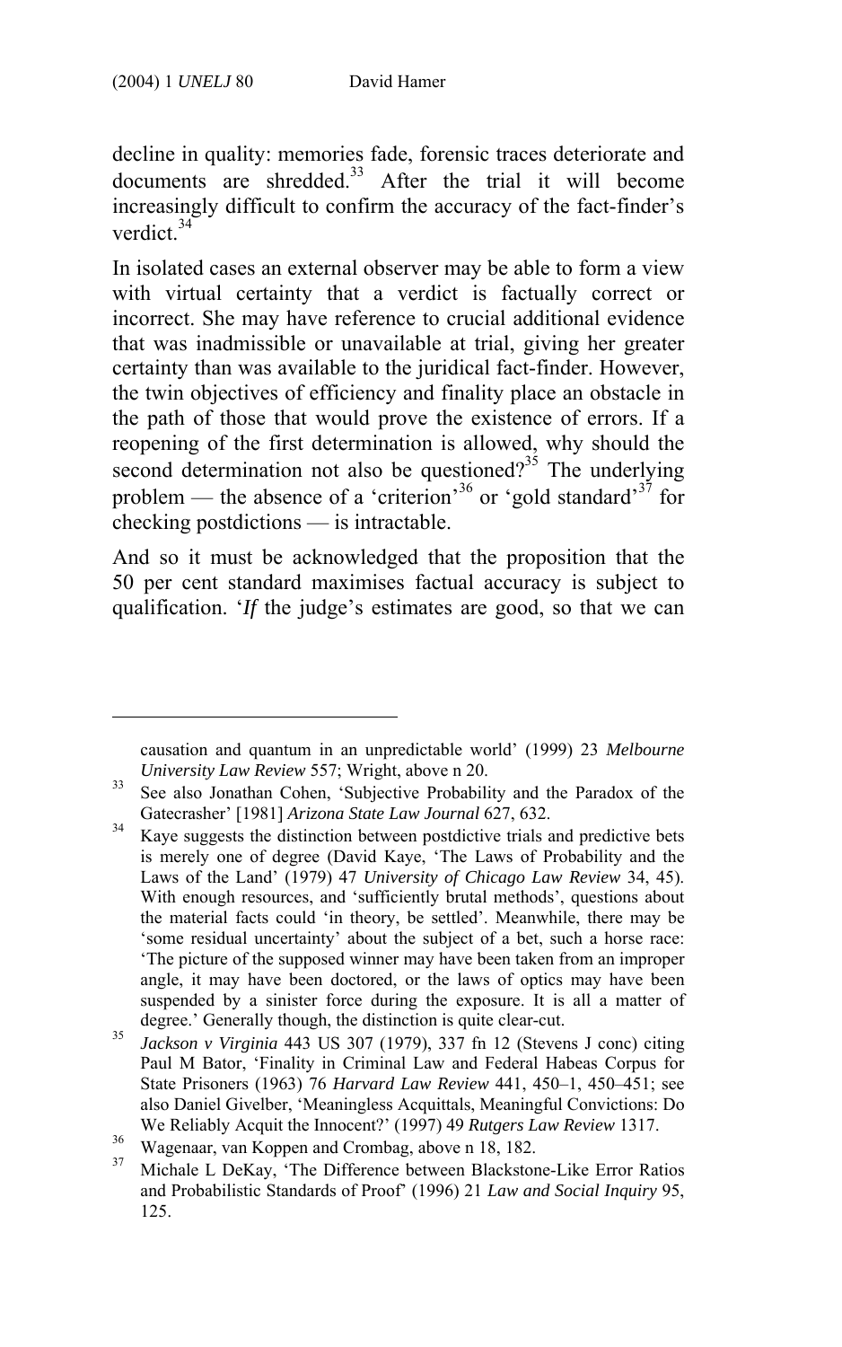decline in quality: memories fade, forensic traces deteriorate and documents are shredded.[33] After the trial it will become increasingly difficult to confirm the accuracy of the fact-finder's verdict.[34]

In isolated cases an external observer may be able to form a view with virtual certainty that a verdict is factually correct or incorrect. She may have reference to crucial additional evidence that was inadmissible or unavailable at trial, giving her greater certainty than was available to the juridical fact-finder. However, the twin objectives of efficiency and finality place an obstacle in the path of those that would prove the existence of errors. If a reopening of the first determination is allowed, why should the second determination not also be questioned?[35] The underlying problem — the absence of a 'criterion'[36] or 'gold standard'[37] for checking postdictions — is intractable.

And so it must be acknowledged that the proposition that the 50 per cent standard maximises factual accuracy is subject to qualification. '*If* the judge's estimates are good, so that we can

---

causation and quantum in an unpredictable world' (1999) 23 *Melbourne University Law Review* 557; Wright, above n 20.

[33] See also Jonathan Cohen, 'Subjective Probability and the Paradox of the Gatecrasher' [1981] *Arizona State Law Journal* 627, 632.

[34] Kaye suggests the distinction between postdictive trials and predictive bets is merely one of degree (David Kaye, 'The Laws of Probability and the Laws of the Land' (1979) 47 *University of Chicago Law Review* 34, 45). With enough resources, and 'sufficiently brutal methods', questions about the material facts could 'in theory, be settled'. Meanwhile, there may be 'some residual uncertainty' about the subject of a bet, such a horse race: 'The picture of the supposed winner may have been taken from an improper angle, it may have been doctored, or the laws of optics may have been suspended by a sinister force during the exposure. It is all a matter of degree.' Generally though, the distinction is quite clear-cut.

[35] *Jackson v Virginia* 443 US 307 (1979), 337 fn 12 (Stevens J conc) citing Paul M Bator, 'Finality in Criminal Law and Federal Habeas Corpus for State Prisoners (1963) 76 *Harvard Law Review* 441, 450–1, 450–451; see also Daniel Givelber, 'Meaningless Acquittals, Meaningful Convictions: Do We Reliably Acquit the Innocent?' (1997) 49 *Rutgers Law Review* 1317.

[36] Wagenaar, van Koppen and Crombag, above n 18, 182.

[37] Michale L DeKay, 'The Difference between Blackstone-Like Error Ratios and Probabilistic Standards of Proof' (1996) 21 *Law and Social Inquiry* 95, 125.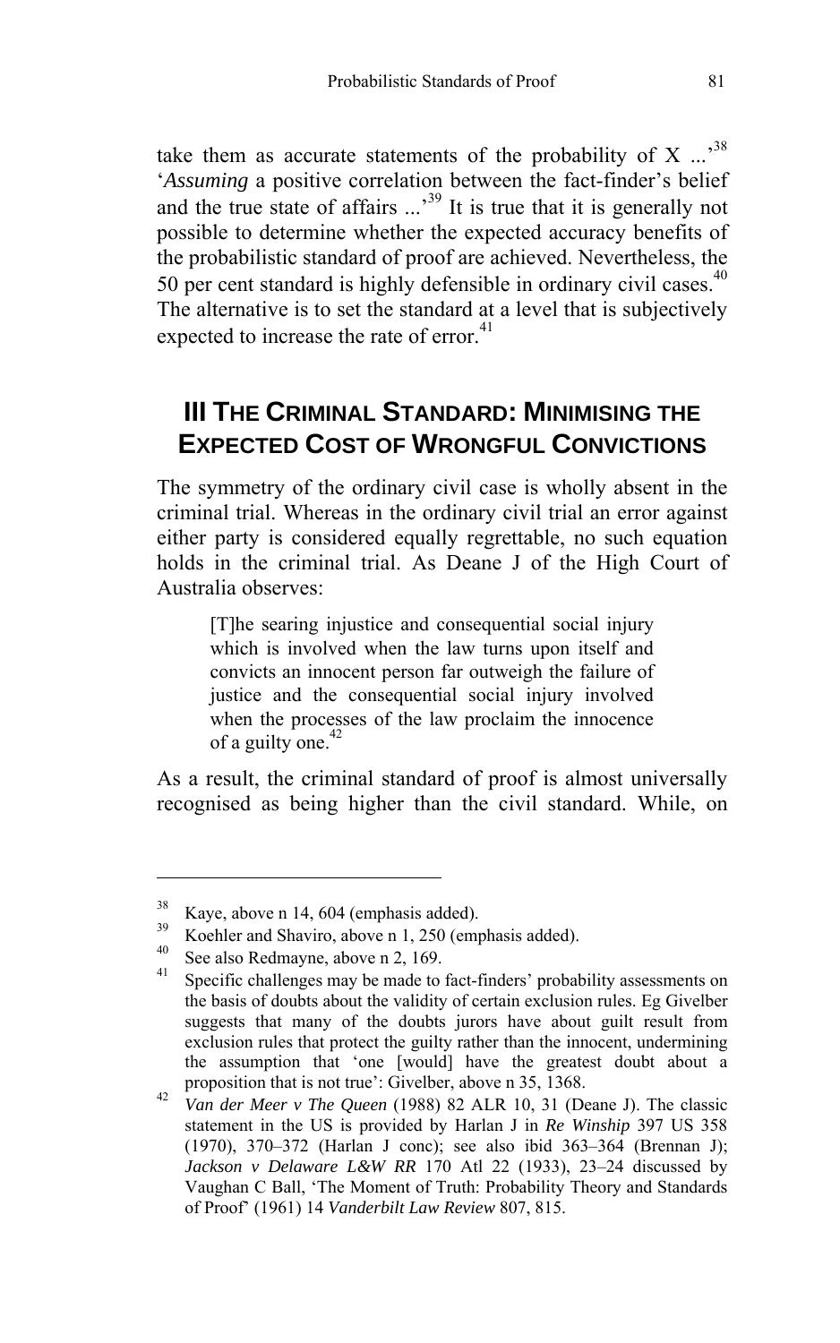take them as accurate statements of the probability of X ...'[38] '*Assuming* a positive correlation between the fact-finder's belief and the true state of affairs ...'[39] It is true that it is generally not possible to determine whether the expected accuracy benefits of the probabilistic standard of proof are achieved. Nevertheless, the 50 per cent standard is highly defensible in ordinary civil cases.[40] The alternative is to set the standard at a level that is subjectively expected to increase the rate of error.[41]

## III The Criminal Standard: Minimising the Expected Cost of Wrongful Convictions

The symmetry of the ordinary civil case is wholly absent in the criminal trial. Whereas in the ordinary civil trial an error against either party is considered equally regrettable, no such equation holds in the criminal trial. As Deane J of the High Court of Australia observes:

> [T]he searing injustice and consequential social injury which is involved when the law turns upon itself and convicts an innocent person far outweigh the failure of justice and the consequential social injury involved when the processes of the law proclaim the innocence of a guilty one.[42]

As a result, the criminal standard of proof is almost universally recognised as being higher than the civil standard. While, on

---

[38] Kaye, above n 14, 604 (emphasis added).

[39] Koehler and Shaviro, above n 1, 250 (emphasis added).

[40] See also Redmayne, above n 2, 169.

[41] Specific challenges may be made to fact-finders' probability assessments on the basis of doubts about the validity of certain exclusion rules. Eg Givelber suggests that many of the doubts jurors have about guilt result from exclusion rules that protect the guilty rather than the innocent, undermining the assumption that 'one [would] have the greatest doubt about a proposition that is not true': Givelber, above n 35, 1368.

[42] *Van der Meer v The Queen* (1988) 82 ALR 10, 31 (Deane J). The classic statement in the US is provided by Harlan J in *Re Winship* 397 US 358 (1970), 370–372 (Harlan J conc); see also ibid 363–364 (Brennan J); *Jackson v Delaware L&W RR* 170 Atl 22 (1933), 23–24 discussed by Vaughan C Ball, 'The Moment of Truth: Probability Theory and Standards of Proof' (1961) 14 *Vanderbilt Law Review* 807, 815.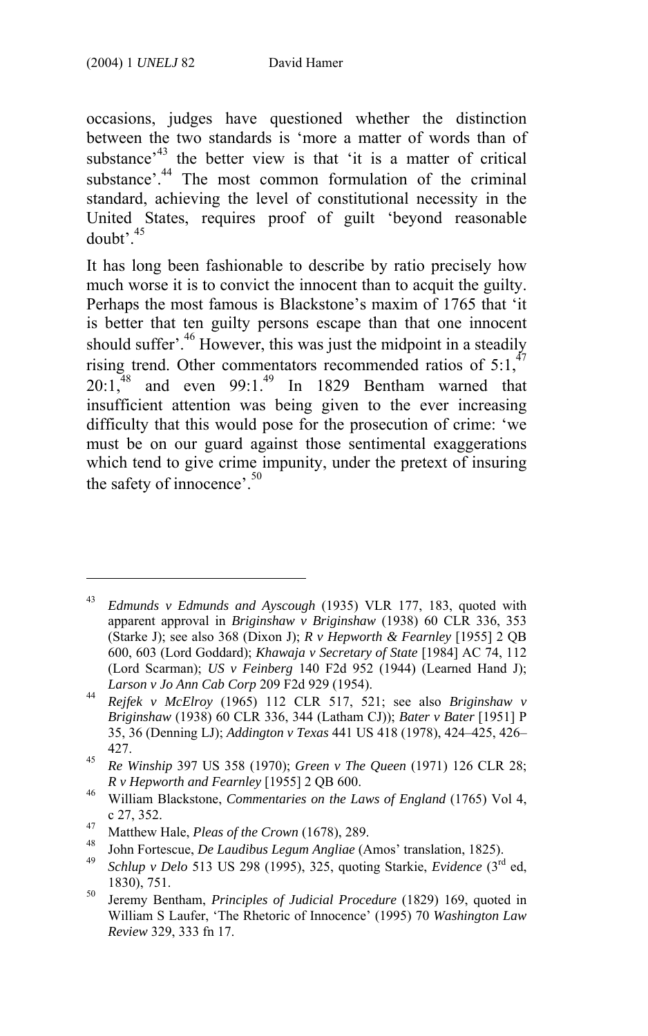occasions, judges have questioned whether the distinction between the two standards is 'more a matter of words than of substance'[43] the better view is that 'it is a matter of critical substance'.[44] The most common formulation of the criminal standard, achieving the level of constitutional necessity in the United States, requires proof of guilt 'beyond reasonable doubt'.[45]

It has long been fashionable to describe by ratio precisely how much worse it is to convict the innocent than to acquit the guilty. Perhaps the most famous is Blackstone's maxim of 1765 that 'it is better that ten guilty persons escape than that one innocent should suffer'.[46] However, this was just the midpoint in a steadily rising trend. Other commentators recommended ratios of 5:1,[47] 20:1,[48] and even 99:1.[49] In 1829 Bentham warned that insufficient attention was being given to the ever increasing difficulty that this would pose for the prosecution of crime: 'we must be on our guard against those sentimental exaggerations which tend to give crime impunity, under the pretext of insuring the safety of innocence'.[50]

---

[43] *Edmunds v Edmunds and Ayscough* (1935) VLR 177, 183, quoted with apparent approval in *Briginshaw v Briginshaw* (1938) 60 CLR 336, 353 (Starke J); see also 368 (Dixon J); *R v Hepworth & Fearnley* [1955] 2 QB 600, 603 (Lord Goddard); *Khawaja v Secretary of State* [1984] AC 74, 112 (Lord Scarman); *US v Feinberg* 140 F2d 952 (1944) (Learned Hand J); *Larson v Jo Ann Cab Corp* 209 F2d 929 (1954).

[44] *Rejfek v McElroy* (1965) 112 CLR 517, 521; see also *Briginshaw v Briginshaw* (1938) 60 CLR 336, 344 (Latham CJ)); *Bater v Bater* [1951] P 35, 36 (Denning LJ); *Addington v Texas* 441 US 418 (1978), 424–425, 426–427.

[45] *Re Winship* 397 US 358 (1970); *Green v The Queen* (1971) 126 CLR 28; *R v Hepworth and Fearnley* [1955] 2 QB 600.

[46] William Blackstone, *Commentaries on the Laws of England* (1765) Vol 4, c 27, 352.

[47] Matthew Hale, *Pleas of the Crown* (1678), 289.

[48] John Fortescue, *De Laudibus Legum Angliae* (Amos' translation, 1825).

[49] *Schlup v Delo* 513 US 298 (1995), 325, quoting Starkie, *Evidence* (3rd ed, 1830), 751.

[50] Jeremy Bentham, *Principles of Judicial Procedure* (1829) 169, quoted in William S Laufer, 'The Rhetoric of Innocence' (1995) 70 *Washington Law Review* 329, 333 fn 17.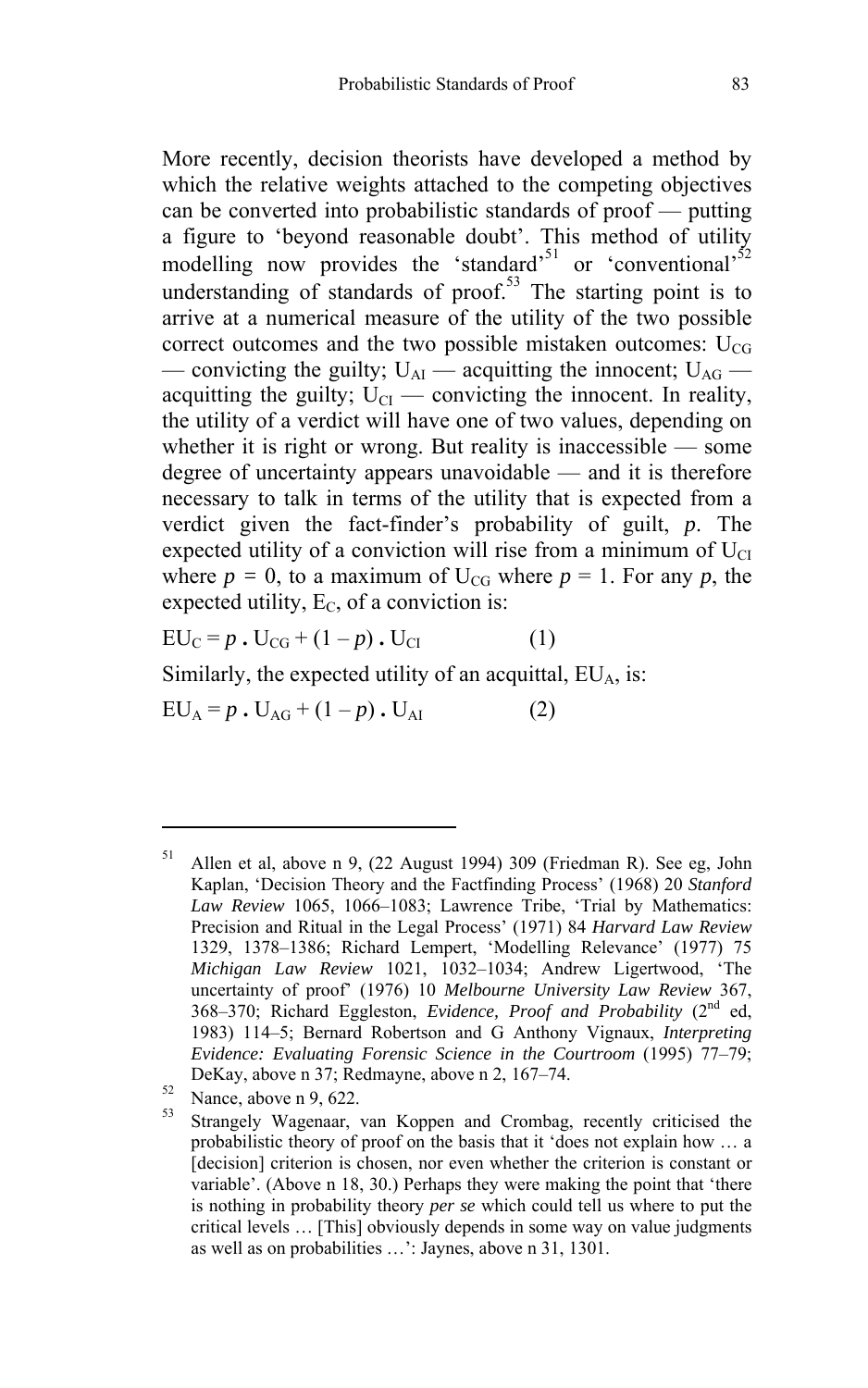More recently, decision theorists have developed a method by which the relative weights attached to the competing objectives can be converted into probabilistic standards of proof — putting a figure to 'beyond reasonable doubt'. This method of utility modelling now provides the 'standard'[51] or 'conventional'[52] understanding of standards of proof.[53] The starting point is to arrive at a numerical measure of the utility of the two possible correct outcomes and the two possible mistaken outcomes: $U_{CG}$ — convicting the guilty; $U_{AI}$ — acquitting the innocent; $U_{AG}$ — acquitting the guilty; $U_{CI}$ — convicting the innocent. In reality, the utility of a verdict will have one of two values, depending on whether it is right or wrong. But reality is inaccessible — some degree of uncertainty appears unavoidable — and it is therefore necessary to talk in terms of the utility that is expected from a verdict given the fact-finder's probability of guilt, $p$. The expected utility of a conviction will rise from a minimum of $U_{CI}$ where $p = 0$, to a maximum of $U_{CG}$ where $p = 1$. For any $p$, the expected utility, $E_C$, of a conviction is:

$$EU_C = p \,.\, U_{CG} + (1 - p) \,.\, U_{CI} \qquad (1)$$

Similarly, the expected utility of an acquittal, $EU_A$, is:

$$EU_A = p \,.\, U_{AG} + (1 - p) \,.\, U_{AI} \qquad (2)$$

---

[51] Allen et al, above n 9, (22 August 1994) 309 (Friedman R). See eg, John Kaplan, 'Decision Theory and the Factfinding Process' (1968) 20 *Stanford Law Review* 1065, 1066–1083; Lawrence Tribe, 'Trial by Mathematics: Precision and Ritual in the Legal Process' (1971) 84 *Harvard Law Review* 1329, 1378–1386; Richard Lempert, 'Modelling Relevance' (1977) 75 *Michigan Law Review* 1021, 1032–1034; Andrew Ligertwood, 'The uncertainty of proof' (1976) 10 *Melbourne University Law Review* 367, 368–370; Richard Eggleston, *Evidence, Proof and Probability* (2nd ed, 1983) 114–5; Bernard Robertson and G Anthony Vignaux, *Interpreting Evidence: Evaluating Forensic Science in the Courtroom* (1995) 77–79; DeKay, above n 37; Redmayne, above n 2, 167–74.

[52] Nance, above n 9, 622.

[53] Strangely Wagenaar, van Koppen and Crombag, recently criticised the probabilistic theory of proof on the basis that it 'does not explain how … a [decision] criterion is chosen, nor even whether the criterion is constant or variable'. (Above n 18, 30.) Perhaps they were making the point that 'there is nothing in probability theory *per se* which could tell us where to put the critical levels … [This] obviously depends in some way on value judgments as well as on probabilities …': Jaynes, above n 31, 1301.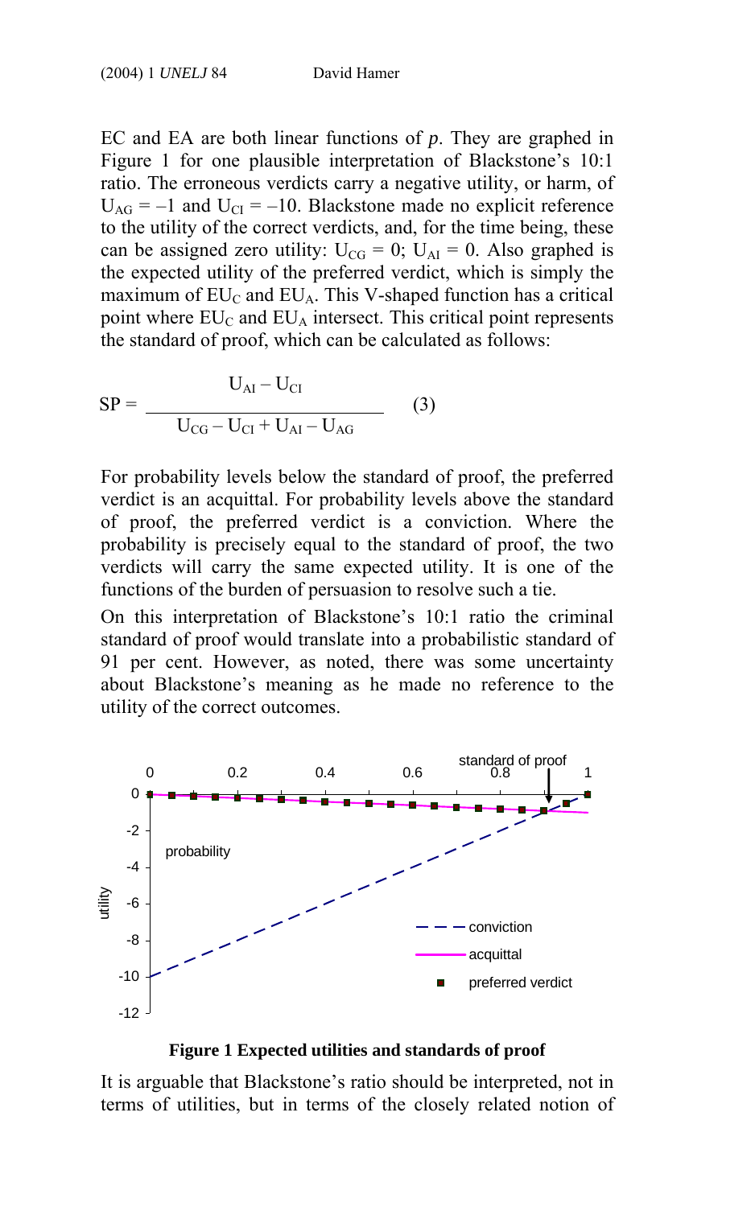EC and EA are both linear functions of *p*. They are graphed in Figure 1 for one plausible interpretation of Blackstone's 10:1 ratio. The erroneous verdicts carry a negative utility, or harm, of $U_{AG} = -1$ and $U_{CI} = -10$. Blackstone made no explicit reference to the utility of the correct verdicts, and, for the time being, these can be assigned zero utility: $U_{CG} = 0$; $U_{AI} = 0$. Also graphed is the expected utility of the preferred verdict, which is simply the maximum of $EU_C$ and $EU_A$. This V-shaped function has a critical point where $EU_C$ and $EU_A$ intersect. This critical point represents the standard of proof, which can be calculated as follows:

$$SP = \frac{U_{AI} - U_{CI}}{U_{CG} - U_{CI} + U_{AI} - U_{AG}} \qquad (3)$$

For probability levels below the standard of proof, the preferred verdict is an acquittal. For probability levels above the standard of proof, the preferred verdict is a conviction. Where the probability is precisely equal to the standard of proof, the two verdicts will carry the same expected utility. It is one of the functions of the burden of persuasion to resolve such a tie.

On this interpretation of Blackstone's 10:1 ratio the criminal standard of proof would translate into a probabilistic standard of 91 per cent. However, as noted, there was some uncertainty about Blackstone's meaning as he made no reference to the utility of the correct outcomes.

**Figure 1 Expected utilities and standards of proof**

It is arguable that Blackstone's ratio should be interpreted, not in terms of utilities, but in terms of the closely related notion of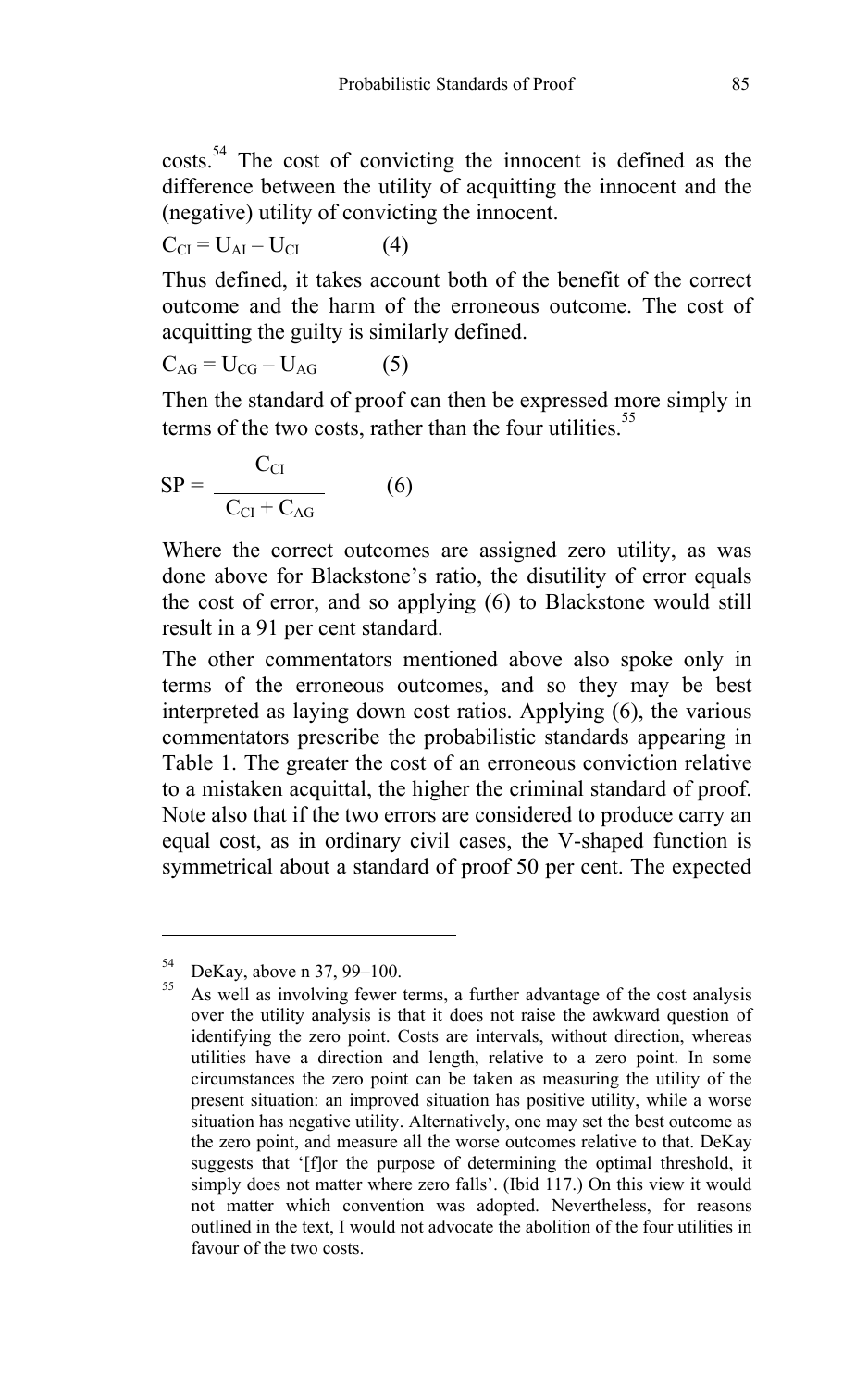costs.[54] The cost of convicting the innocent is defined as the difference between the utility of acquitting the innocent and the (negative) utility of convicting the innocent.

$$C_{CI} = U_{AI} - U_{CI} \qquad (4)$$

Thus defined, it takes account both of the benefit of the correct outcome and the harm of the erroneous outcome. The cost of acquitting the guilty is similarly defined.

$$C_{AG} = U_{CG} - U_{AG} \qquad (5)$$

Then the standard of proof can then be expressed more simply in terms of the two costs, rather than the four utilities.[55]

$$SP = \frac{C_{CI}}{C_{CI} + C_{AG}} \qquad (6)$$

Where the correct outcomes are assigned zero utility, as was done above for Blackstone's ratio, the disutility of error equals the cost of error, and so applying (6) to Blackstone would still result in a 91 per cent standard.

The other commentators mentioned above also spoke only in terms of the erroneous outcomes, and so they may be best interpreted as laying down cost ratios. Applying (6), the various commentators prescribe the probabilistic standards appearing in Table 1. The greater the cost of an erroneous conviction relative to a mistaken acquittal, the higher the criminal standard of proof. Note also that if the two errors are considered to produce carry an equal cost, as in ordinary civil cases, the V-shaped function is symmetrical about a standard of proof 50 per cent. The expected

---

[54] DeKay, above n 37, 99–100.

[55] As well as involving fewer terms, a further advantage of the cost analysis over the utility analysis is that it does not raise the awkward question of identifying the zero point. Costs are intervals, without direction, whereas utilities have a direction and length, relative to a zero point. In some circumstances the zero point can be taken as measuring the utility of the present situation: an improved situation has positive utility, while a worse situation has negative utility. Alternatively, one may set the best outcome as the zero point, and measure all the worse outcomes relative to that. DeKay suggests that '[f]or the purpose of determining the optimal threshold, it simply does not matter where zero falls'. (Ibid 117.) On this view it would not matter which convention was adopted. Nevertheless, for reasons outlined in the text, I would not advocate the abolition of the four utilities in favour of the two costs.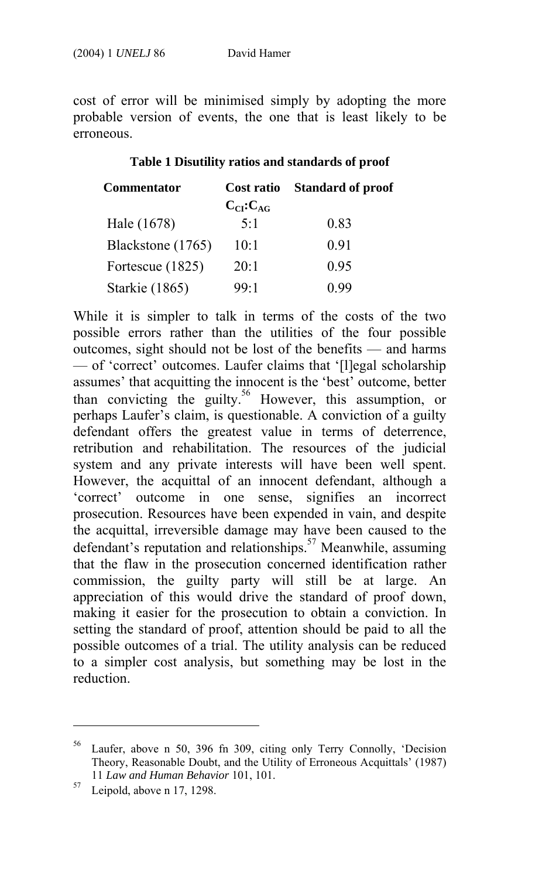cost of error will be minimised simply by adopting the more probable version of events, the one that is least likely to be erroneous.

**Table 1 Disutility ratios and standards of proof**

| Commentator | Cost ratio $C_{CI}:C_{AG}$ | Standard of proof |
|---|---|---|
| Hale (1678) | 5:1 | 0.83 |
| Blackstone (1765) | 10:1 | 0.91 |
| Fortescue (1825) | 20:1 | 0.95 |
| Starkie (1865) | 99:1 | 0.99 |

While it is simpler to talk in terms of the costs of the two possible errors rather than the utilities of the four possible outcomes, sight should not be lost of the benefits — and harms — of 'correct' outcomes. Laufer claims that '[l]egal scholarship assumes' that acquitting the innocent is the 'best' outcome, better than convicting the guilty.[56] However, this assumption, or perhaps Laufer's claim, is questionable. A conviction of a guilty defendant offers the greatest value in terms of deterrence, retribution and rehabilitation. The resources of the judicial system and any private interests will have been well spent. However, the acquittal of an innocent defendant, although a 'correct' outcome in one sense, signifies an incorrect prosecution. Resources have been expended in vain, and despite the acquittal, irreversible damage may have been caused to the defendant's reputation and relationships.[57] Meanwhile, assuming that the flaw in the prosecution concerned identification rather commission, the guilty party will still be at large. An appreciation of this would drive the standard of proof down, making it easier for the prosecution to obtain a conviction. In setting the standard of proof, attention should be paid to all the possible outcomes of a trial. The utility analysis can be reduced to a simpler cost analysis, but something may be lost in the reduction.

---

[56] Laufer, above n 50, 396 fn 309, citing only Terry Connolly, 'Decision Theory, Reasonable Doubt, and the Utility of Erroneous Acquittals' (1987) 11 *Law and Human Behavior* 101, 101.

[57] Leipold, above n 17, 1298.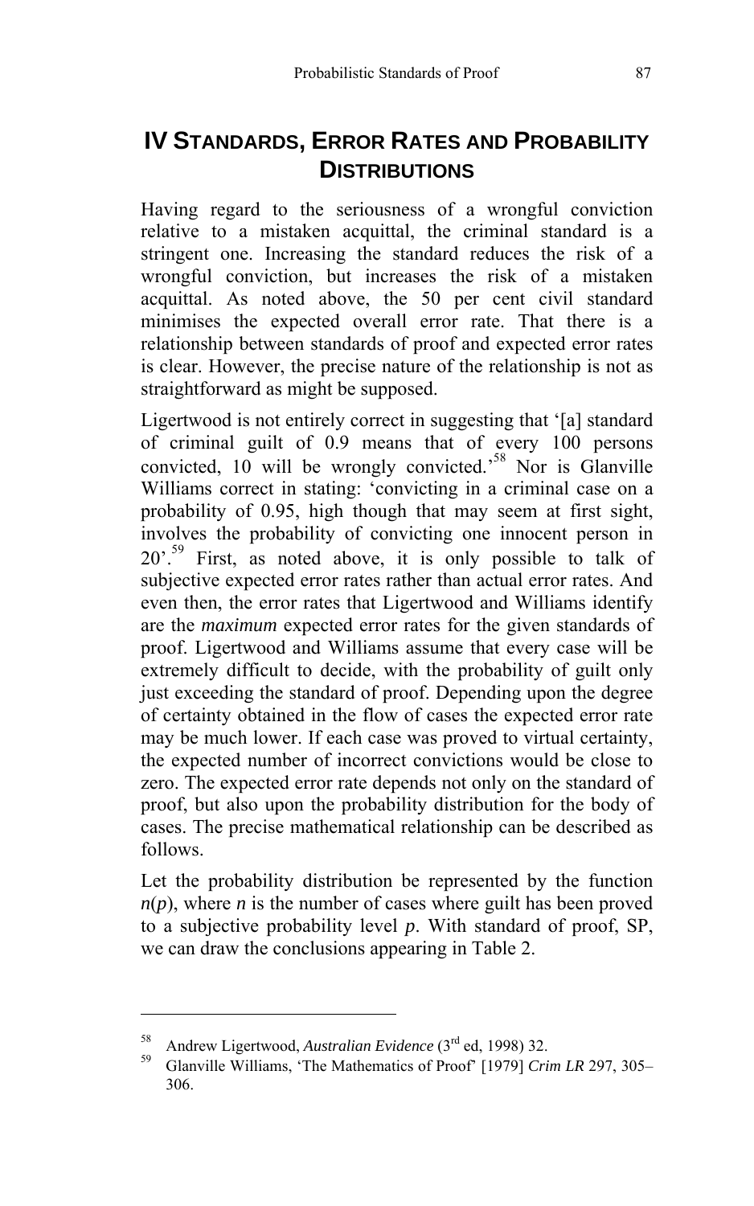# IV STANDARDS, ERROR RATES AND PROBABILITY DISTRIBUTIONS

Having regard to the seriousness of a wrongful conviction relative to a mistaken acquittal, the criminal standard is a stringent one. Increasing the standard reduces the risk of a wrongful conviction, but increases the risk of a mistaken acquittal. As noted above, the 50 per cent civil standard minimises the expected overall error rate. That there is a relationship between standards of proof and expected error rates is clear. However, the precise nature of the relationship is not as straightforward as might be supposed.

Ligertwood is not entirely correct in suggesting that '[a] standard of criminal guilt of 0.9 means that of every 100 persons convicted, 10 will be wrongly convicted.'[58] Nor is Glanville Williams correct in stating: 'convicting in a criminal case on a probability of 0.95, high though that may seem at first sight, involves the probability of convicting one innocent person in 20'.[59] First, as noted above, it is only possible to talk of subjective expected error rates rather than actual error rates. And even then, the error rates that Ligertwood and Williams identify are the *maximum* expected error rates for the given standards of proof. Ligertwood and Williams assume that every case will be extremely difficult to decide, with the probability of guilt only just exceeding the standard of proof. Depending upon the degree of certainty obtained in the flow of cases the expected error rate may be much lower. If each case was proved to virtual certainty, the expected number of incorrect convictions would be close to zero. The expected error rate depends not only on the standard of proof, but also upon the probability distribution for the body of cases. The precise mathematical relationship can be described as follows.

Let the probability distribution be represented by the function $n(p)$, where $n$ is the number of cases where guilt has been proved to a subjective probability level $p$. With standard of proof, SP, we can draw the conclusions appearing in Table 2.

---

[58] Andrew Ligertwood, *Australian Evidence* (3rd ed, 1998) 32.

[59] Glanville Williams, 'The Mathematics of Proof' [1979] *Crim LR* 297, 305–306.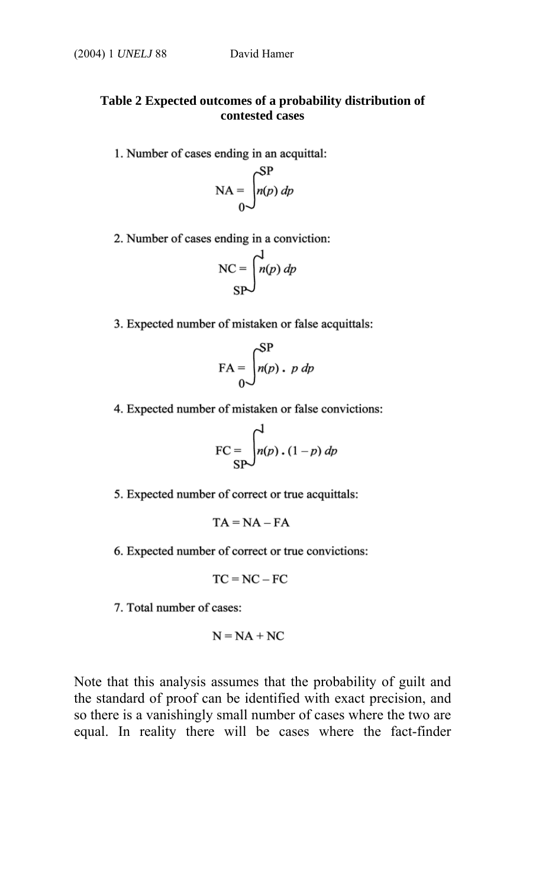**Table 2 Expected outcomes of a probability distribution of contested cases**

1. Number of cases ending in an acquittal:

$$\mathrm{NA} = \int_0^{\mathrm{SP}} n(p)\, dp$$

2. Number of cases ending in a conviction:

$$\mathrm{NC} = \int_{\mathrm{SP}}^{1} n(p)\, dp$$

3. Expected number of mistaken or false acquittals:

$$\mathrm{FA} = \int_0^{\mathrm{SP}} n(p)\,.\; p\, dp$$

4. Expected number of mistaken or false convictions:

$$\mathrm{FC} = \int_{\mathrm{SP}}^{1} n(p)\,.\,(1-p)\, dp$$

5. Expected number of correct or true acquittals:

$$\mathrm{TA} = \mathrm{NA} - \mathrm{FA}$$

6. Expected number of correct or true convictions:

$$\mathrm{TC} = \mathrm{NC} - \mathrm{FC}$$

7. Total number of cases:

$$\mathrm{N} = \mathrm{NA} + \mathrm{NC}$$

Note that this analysis assumes that the probability of guilt and the standard of proof can be identified with exact precision, and so there is a vanishingly small number of cases where the two are equal. In reality there will be cases where the fact-finder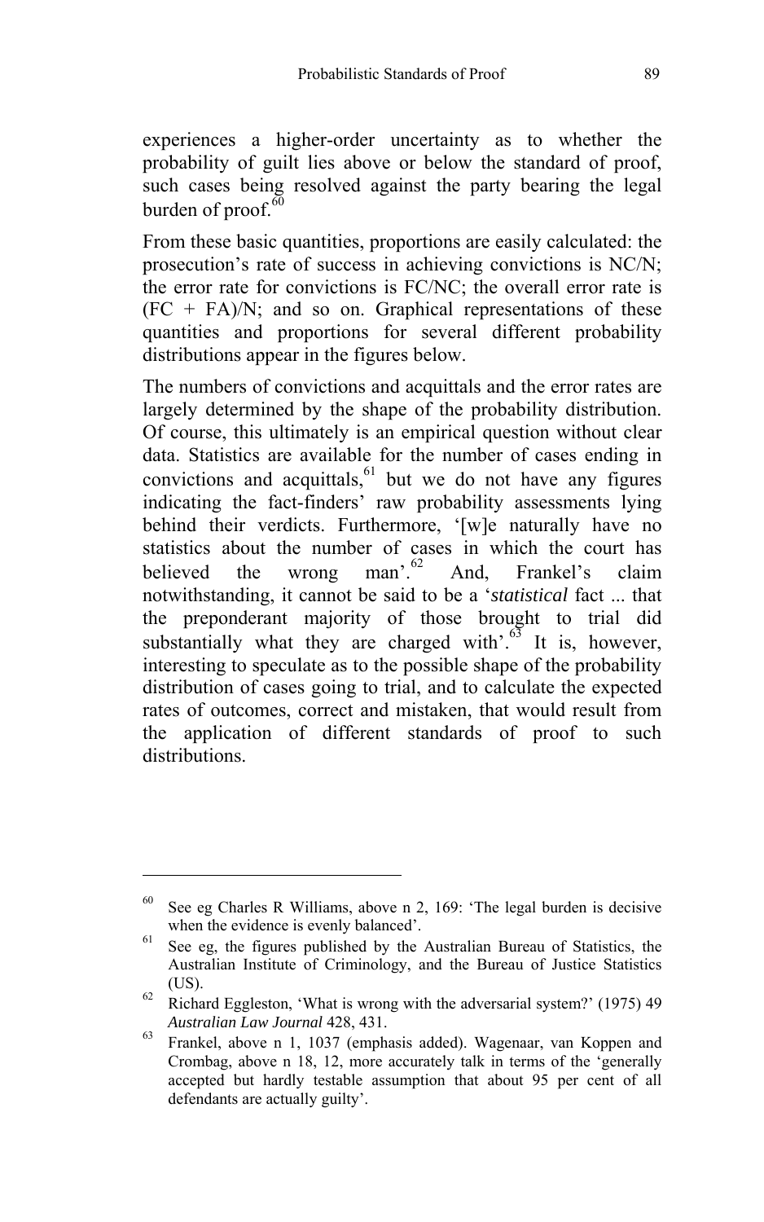experiences a higher-order uncertainty as to whether the probability of guilt lies above or below the standard of proof, such cases being resolved against the party bearing the legal burden of proof.[60]

From these basic quantities, proportions are easily calculated: the prosecution's rate of success in achieving convictions is NC/N; the error rate for convictions is FC/NC; the overall error rate is (FC + FA)/N; and so on. Graphical representations of these quantities and proportions for several different probability distributions appear in the figures below.

The numbers of convictions and acquittals and the error rates are largely determined by the shape of the probability distribution. Of course, this ultimately is an empirical question without clear data. Statistics are available for the number of cases ending in convictions and acquittals,[61] but we do not have any figures indicating the fact-finders' raw probability assessments lying behind their verdicts. Furthermore, '[w]e naturally have no statistics about the number of cases in which the court has believed the wrong man'.[62] And, Frankel's claim notwithstanding, it cannot be said to be a '*statistical* fact ... that the preponderant majority of those brought to trial did substantially what they are charged with'.[63] It is, however, interesting to speculate as to the possible shape of the probability distribution of cases going to trial, and to calculate the expected rates of outcomes, correct and mistaken, that would result from the application of different standards of proof to such distributions.

---

[60] See eg Charles R Williams, above n 2, 169: 'The legal burden is decisive when the evidence is evenly balanced'.

[61] See eg, the figures published by the Australian Bureau of Statistics, the Australian Institute of Criminology, and the Bureau of Justice Statistics (US).

[62] Richard Eggleston, 'What is wrong with the adversarial system?' (1975) 49 *Australian Law Journal* 428, 431.

[63] Frankel, above n 1, 1037 (emphasis added). Wagenaar, van Koppen and Crombag, above n 18, 12, more accurately talk in terms of the 'generally accepted but hardly testable assumption that about 95 per cent of all defendants are actually guilty'.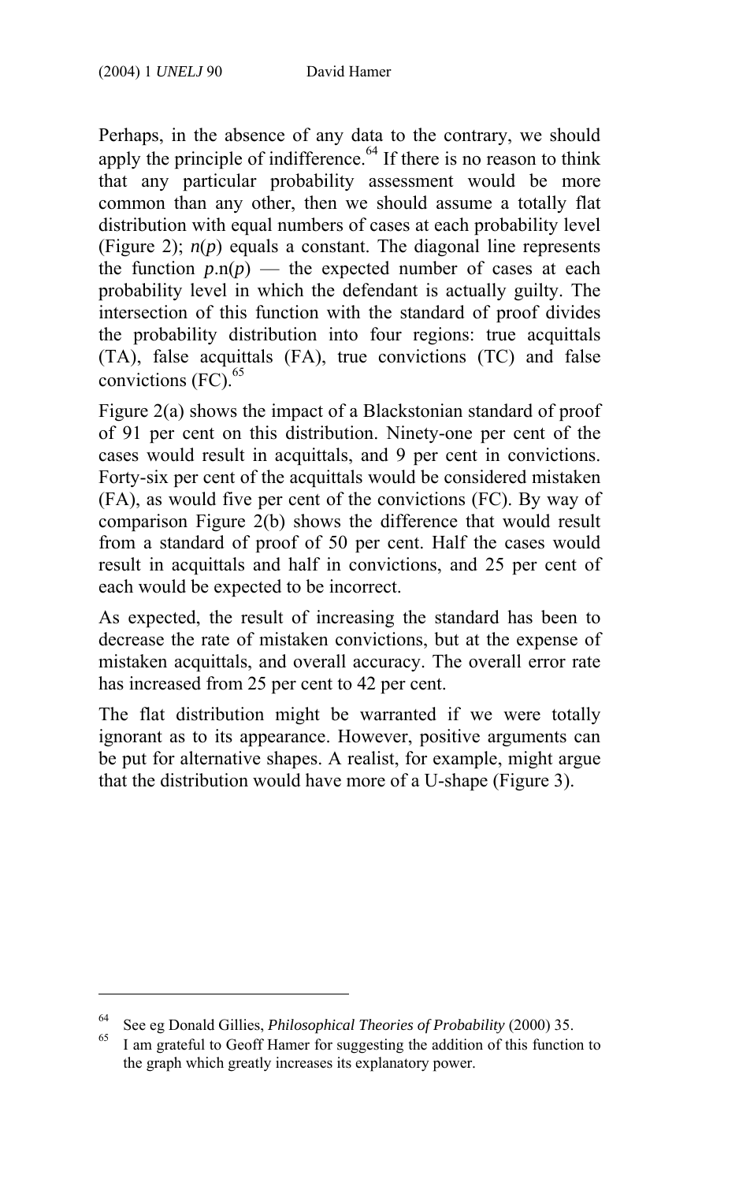Perhaps, in the absence of any data to the contrary, we should apply the principle of indifference.[64] If there is no reason to think that any particular probability assessment would be more common than any other, then we should assume a totally flat distribution with equal numbers of cases at each probability level (Figure 2); $n(p)$ equals a constant. The diagonal line represents the function $p.\mathrm{n}(p)$ — the expected number of cases at each probability level in which the defendant is actually guilty. The intersection of this function with the standard of proof divides the probability distribution into four regions: true acquittals (TA), false acquittals (FA), true convictions (TC) and false convictions (FC).[65]

Figure 2(a) shows the impact of a Blackstonian standard of proof of 91 per cent on this distribution. Ninety-one per cent of the cases would result in acquittals, and 9 per cent in convictions. Forty-six per cent of the acquittals would be considered mistaken (FA), as would five per cent of the convictions (FC). By way of comparison Figure 2(b) shows the difference that would result from a standard of proof of 50 per cent. Half the cases would result in acquittals and half in convictions, and 25 per cent of each would be expected to be incorrect.

As expected, the result of increasing the standard has been to decrease the rate of mistaken convictions, but at the expense of mistaken acquittals, and overall accuracy. The overall error rate has increased from 25 per cent to 42 per cent.

The flat distribution might be warranted if we were totally ignorant as to its appearance. However, positive arguments can be put for alternative shapes. A realist, for example, might argue that the distribution would have more of a U-shape (Figure 3).

---

[64] See eg Donald Gillies, *Philosophical Theories of Probability* (2000) 35.

[65] I am grateful to Geoff Hamer for suggesting the addition of this function to the graph which greatly increases its explanatory power.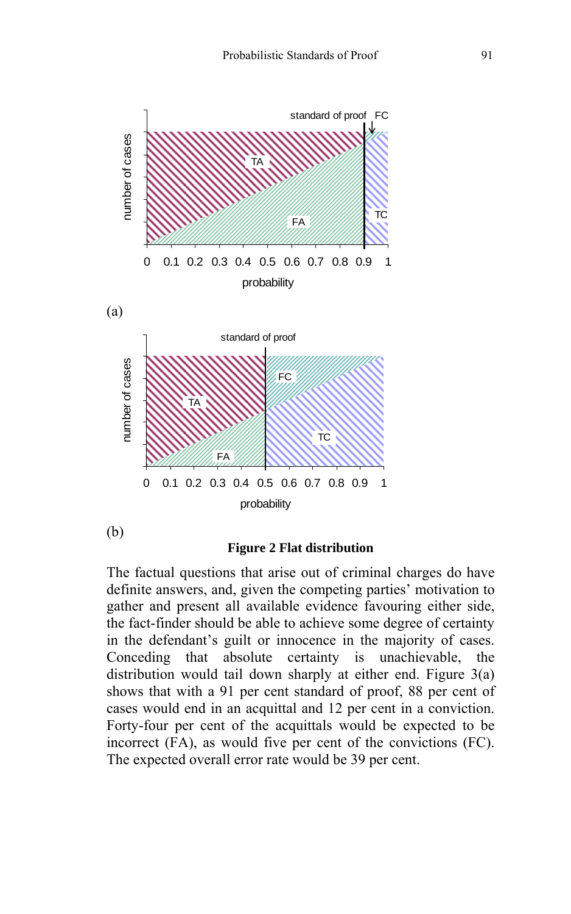(a)

(b)

**Figure 2 Flat distribution**

The factual questions that arise out of criminal charges do have definite answers, and, given the competing parties' motivation to gather and present all available evidence favouring either side, the fact-finder should be able to achieve some degree of certainty in the defendant's guilt or innocence in the majority of cases. Conceding that absolute certainty is unachievable, the distribution would tail down sharply at either end. Figure 3(a) shows that with a 91 per cent standard of proof, 88 per cent of cases would end in an acquittal and 12 per cent in a conviction. Forty-four per cent of the acquittals would be expected to be incorrect (FA), as would five per cent of the convictions (FC). The expected overall error rate would be 39 per cent.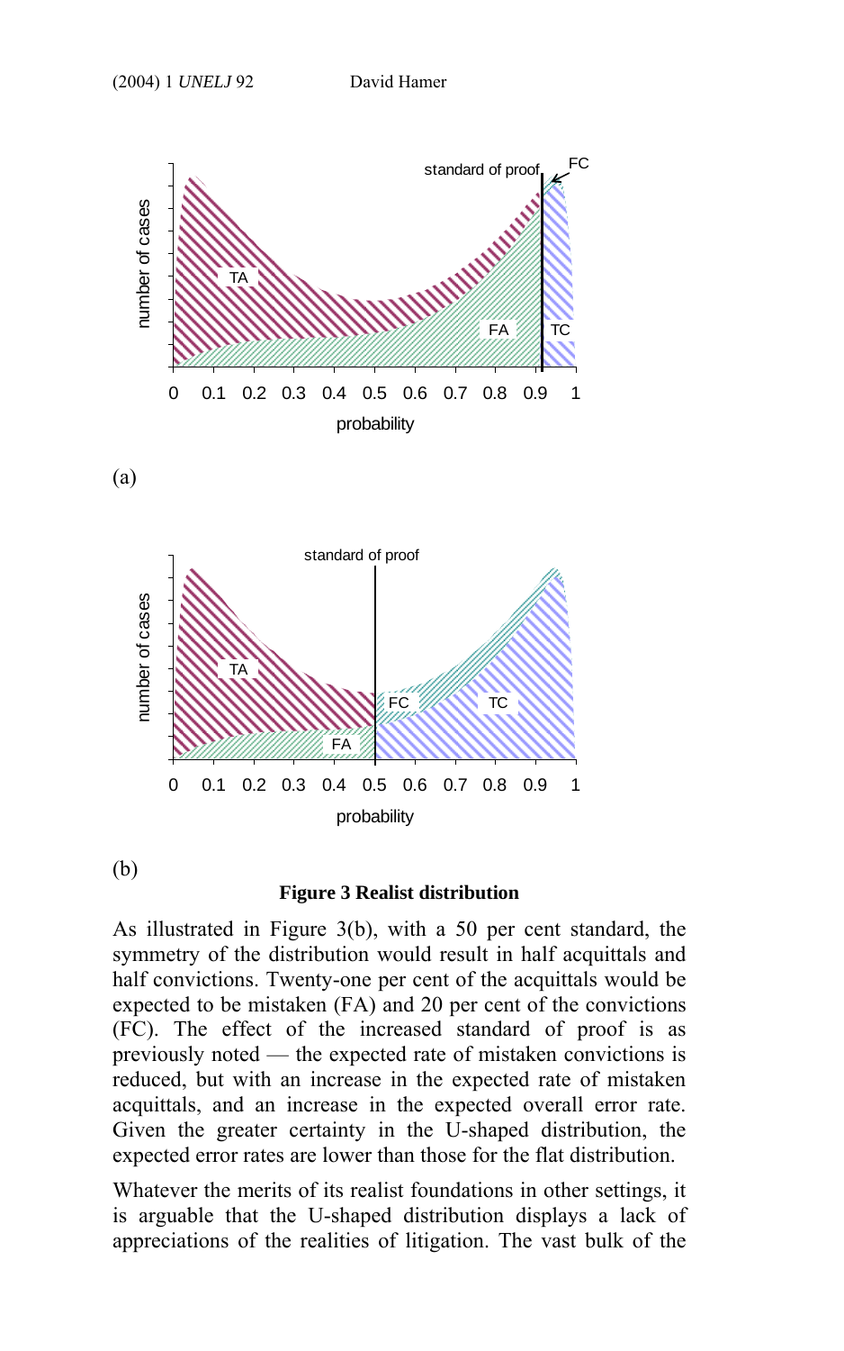(a)

(b)

**Figure 3 Realist distribution**

As illustrated in Figure 3(b), with a 50 per cent standard, the symmetry of the distribution would result in half acquittals and half convictions. Twenty-one per cent of the acquittals would be expected to be mistaken (FA) and 20 per cent of the convictions (FC). The effect of the increased standard of proof is as previously noted — the expected rate of mistaken convictions is reduced, but with an increase in the expected rate of mistaken acquittals, and an increase in the expected overall error rate. Given the greater certainty in the U-shaped distribution, the expected error rates are lower than those for the flat distribution.

Whatever the merits of its realist foundations in other settings, it is arguable that the U-shaped distribution displays a lack of appreciations of the realities of litigation. The vast bulk of the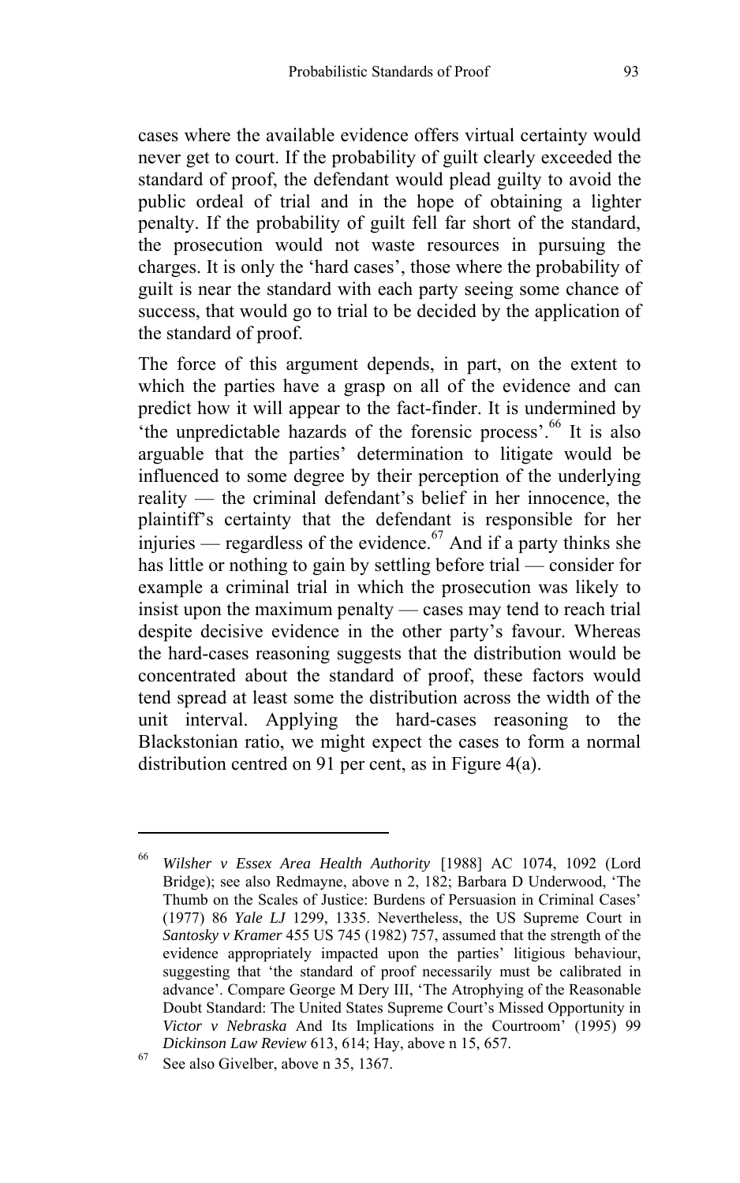cases where the available evidence offers virtual certainty would never get to court. If the probability of guilt clearly exceeded the standard of proof, the defendant would plead guilty to avoid the public ordeal of trial and in the hope of obtaining a lighter penalty. If the probability of guilt fell far short of the standard, the prosecution would not waste resources in pursuing the charges. It is only the 'hard cases', those where the probability of guilt is near the standard with each party seeing some chance of success, that would go to trial to be decided by the application of the standard of proof.

The force of this argument depends, in part, on the extent to which the parties have a grasp on all of the evidence and can predict how it will appear to the fact-finder. It is undermined by 'the unpredictable hazards of the forensic process'.[66] It is also arguable that the parties' determination to litigate would be influenced to some degree by their perception of the underlying reality — the criminal defendant's belief in her innocence, the plaintiff's certainty that the defendant is responsible for her injuries — regardless of the evidence.[67] And if a party thinks she has little or nothing to gain by settling before trial — consider for example a criminal trial in which the prosecution was likely to insist upon the maximum penalty — cases may tend to reach trial despite decisive evidence in the other party's favour. Whereas the hard-cases reasoning suggests that the distribution would be concentrated about the standard of proof, these factors would tend spread at least some the distribution across the width of the unit interval. Applying the hard-cases reasoning to the Blackstonian ratio, we might expect the cases to form a normal distribution centred on 91 per cent, as in Figure 4(a).

---

[66] *Wilsher v Essex Area Health Authority* [1988] AC 1074, 1092 (Lord Bridge); see also Redmayne, above n 2, 182; Barbara D Underwood, 'The Thumb on the Scales of Justice: Burdens of Persuasion in Criminal Cases' (1977) 86 *Yale LJ* 1299, 1335. Nevertheless, the US Supreme Court in *Santosky v Kramer* 455 US 745 (1982) 757, assumed that the strength of the evidence appropriately impacted upon the parties' litigious behaviour, suggesting that 'the standard of proof necessarily must be calibrated in advance'. Compare George M Dery III, 'The Atrophying of the Reasonable Doubt Standard: The United States Supreme Court's Missed Opportunity in *Victor v Nebraska* And Its Implications in the Courtroom' (1995) 99 *Dickinson Law Review* 613, 614; Hay, above n 15, 657.

[67] See also Givelber, above n 35, 1367.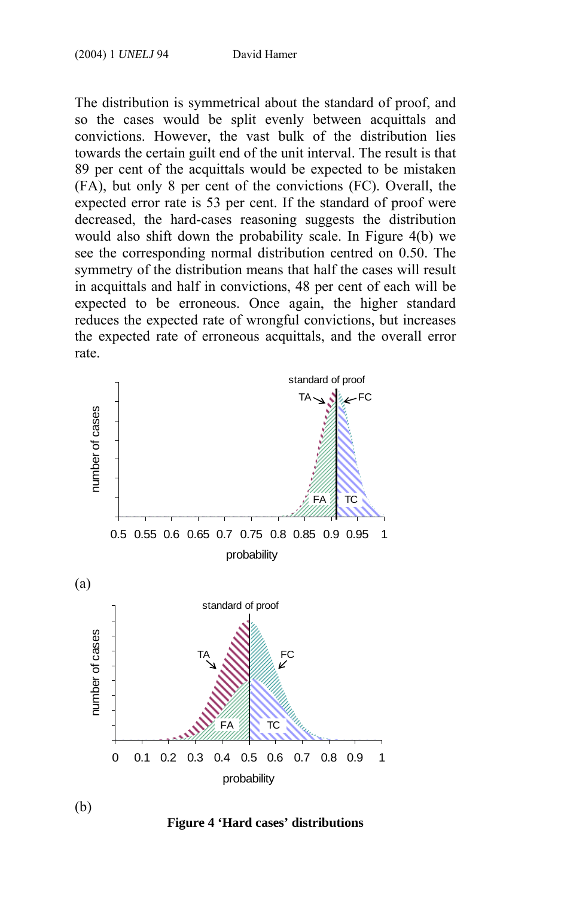The distribution is symmetrical about the standard of proof, and so the cases would be split evenly between acquittals and convictions. However, the vast bulk of the distribution lies towards the certain guilt end of the unit interval. The result is that 89 per cent of the acquittals would be expected to be mistaken (FA), but only 8 per cent of the convictions (FC). Overall, the expected error rate is 53 per cent. If the standard of proof were decreased, the hard-cases reasoning suggests the distribution would also shift down the probability scale. In Figure 4(b) we see the corresponding normal distribution centred on 0.50. The symmetry of the distribution means that half the cases will result in acquittals and half in convictions, 48 per cent of each will be expected to be erroneous. Once again, the higher standard reduces the expected rate of wrongful convictions, but increases the expected rate of erroneous acquittals, and the overall error rate.

(a)

(b)

**Figure 4 'Hard cases' distributions**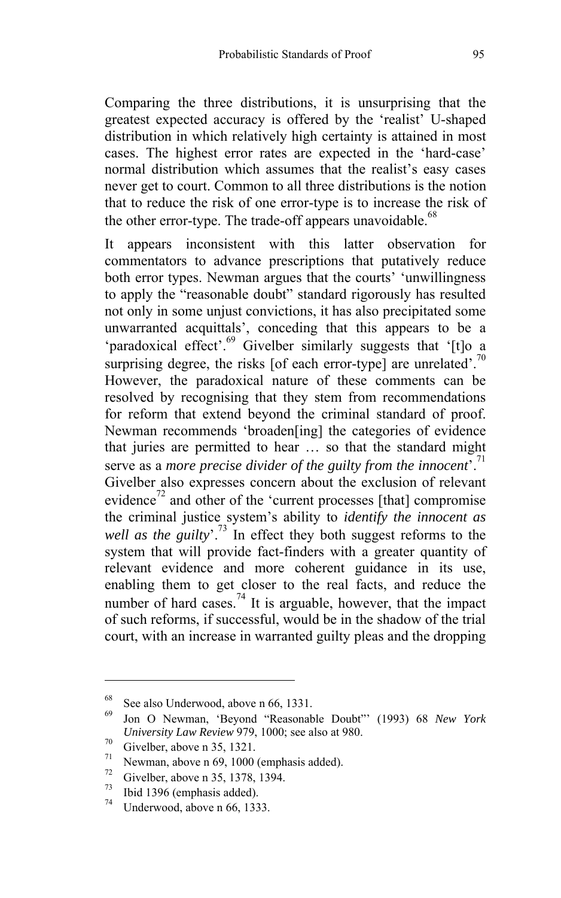Comparing the three distributions, it is unsurprising that the greatest expected accuracy is offered by the 'realist' U-shaped distribution in which relatively high certainty is attained in most cases. The highest error rates are expected in the 'hard-case' normal distribution which assumes that the realist's easy cases never get to court. Common to all three distributions is the notion that to reduce the risk of one error-type is to increase the risk of the other error-type. The trade-off appears unavoidable.[68]

It appears inconsistent with this latter observation for commentators to advance prescriptions that putatively reduce both error types. Newman argues that the courts' 'unwillingness to apply the "reasonable doubt" standard rigorously has resulted not only in some unjust convictions, it has also precipitated some unwarranted acquittals', conceding that this appears to be a 'paradoxical effect'.[69] Givelber similarly suggests that '[t]o a surprising degree, the risks [of each error-type] are unrelated'.[70] However, the paradoxical nature of these comments can be resolved by recognising that they stem from recommendations for reform that extend beyond the criminal standard of proof. Newman recommends 'broaden[ing] the categories of evidence that juries are permitted to hear … so that the standard might serve as a *more precise divider of the guilty from the innocent*'.[71] Givelber also expresses concern about the exclusion of relevant evidence[72] and other of the 'current processes [that] compromise the criminal justice system's ability to *identify the innocent as well as the guilty*'.[73] In effect they both suggest reforms to the system that will provide fact-finders with a greater quantity of relevant evidence and more coherent guidance in its use, enabling them to get closer to the real facts, and reduce the number of hard cases.[74] It is arguable, however, that the impact of such reforms, if successful, would be in the shadow of the trial court, with an increase in warranted guilty pleas and the dropping

---

[68] See also Underwood, above n 66, 1331.

[69] Jon O Newman, 'Beyond "Reasonable Doubt"' (1993) 68 *New York University Law Review* 979, 1000; see also at 980.

[70] Givelber, above n 35, 1321.

[71] Newman, above n 69, 1000 (emphasis added).

[72] Givelber, above n 35, 1378, 1394.

[73] Ibid 1396 (emphasis added).

[74] Underwood, above n 66, 1333.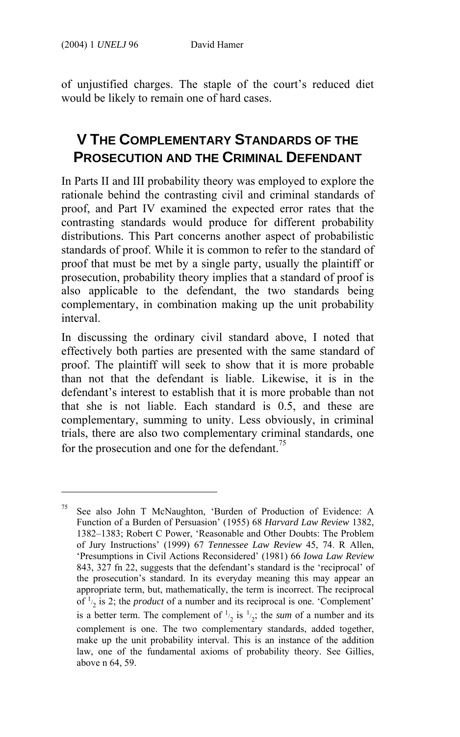of unjustified charges. The staple of the court's reduced diet would be likely to remain one of hard cases.

## V The Complementary Standards of the Prosecution and the Criminal Defendant

In Parts II and III probability theory was employed to explore the rationale behind the contrasting civil and criminal standards of proof, and Part IV examined the expected error rates that the contrasting standards would produce for different probability distributions. This Part concerns another aspect of probabilistic standards of proof. While it is common to refer to the standard of proof that must be met by a single party, usually the plaintiff or prosecution, probability theory implies that a standard of proof is also applicable to the defendant, the two standards being complementary, in combination making up the unit probability interval.

In discussing the ordinary civil standard above, I noted that effectively both parties are presented with the same standard of proof. The plaintiff will seek to show that it is more probable than not that the defendant is liable. Likewise, it is in the defendant's interest to establish that it is more probable than not that she is not liable. Each standard is 0.5, and these are complementary, summing to unity. Less obviously, in criminal trials, there are also two complementary criminal standards, one for the prosecution and one for the defendant.[75]

---

[75] See also John T McNaughton, 'Burden of Production of Evidence: A Function of a Burden of Persuasion' (1955) 68 *Harvard Law Review* 1382, 1382–1383; Robert C Power, 'Reasonable and Other Doubts: The Problem of Jury Instructions' (1999) 67 *Tennessee Law Review* 45, 74. R Allen, 'Presumptions in Civil Actions Reconsidered' (1981) 66 *Iowa Law Review* 843, 327 fn 22, suggests that the defendant's standard is the 'reciprocal' of the prosecution's standard. In its everyday meaning this may appear an appropriate term, but, mathematically, the term is incorrect. The reciprocal of $^1/_2$ is 2; the *product* of a number and its reciprocal is one. 'Complement' is a better term. The complement of $^1/_2$ is $^1/_2$; the *sum* of a number and its complement is one. The two complementary standards, added together, make up the unit probability interval. This is an instance of the addition law, one of the fundamental axioms of probability theory. See Gillies, above n 64, 59.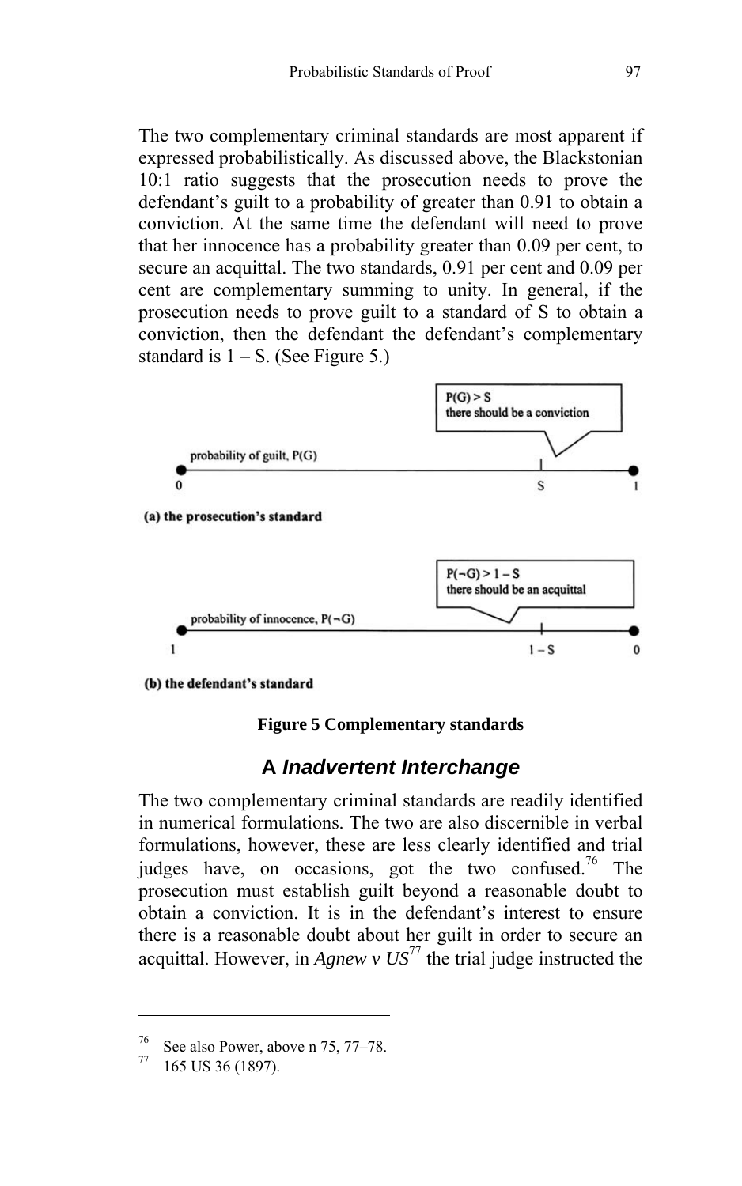The two complementary criminal standards are most apparent if expressed probabilistically. As discussed above, the Blackstonian 10:1 ratio suggests that the prosecution needs to prove the defendant's guilt to a probability of greater than 0.91 to obtain a conviction. At the same time the defendant will need to prove that her innocence has a probability greater than 0.09 per cent, to secure an acquittal. The two standards, 0.91 per cent and 0.09 per cent are complementary summing to unity. In general, if the prosecution needs to prove guilt to a standard of S to obtain a conviction, then the defendant the defendant's complementary standard is 1 – S. (See Figure 5.)

(a) the prosecution's standard: probability of guilt, $P(G)$, on a scale from 0 to 1 with threshold S — $P(G) > S$ there should be a conviction

(b) the defendant's standard: probability of innocence, $P(\neg G)$, on a scale from 1 to 0 with threshold $1 - S$ — $P(\neg G) > 1 - S$ there should be an acquittal

**Figure 5 Complementary standards**

## A *Inadvertent Interchange*

The two complementary criminal standards are readily identified in numerical formulations. The two are also discernible in verbal formulations, however, these are less clearly identified and trial judges have, on occasions, got the two confused.[76] The prosecution must establish guilt beyond a reasonable doubt to obtain a conviction. It is in the defendant's interest to ensure there is a reasonable doubt about her guilt in order to secure an acquittal. However, in *Agnew v US*[77] the trial judge instructed the

---

[76] See also Power, above n 75, 77–78.

[77] 165 US 36 (1897).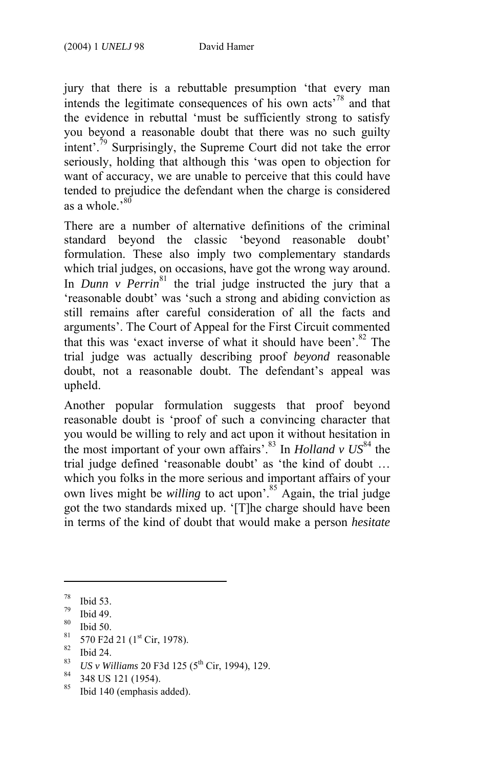jury that there is a rebuttable presumption 'that every man intends the legitimate consequences of his own acts'[78] and that the evidence in rebuttal 'must be sufficiently strong to satisfy you beyond a reasonable doubt that there was no such guilty intent'.[79] Surprisingly, the Supreme Court did not take the error seriously, holding that although this 'was open to objection for want of accuracy, we are unable to perceive that this could have tended to prejudice the defendant when the charge is considered as a whole.'[80]

There are a number of alternative definitions of the criminal standard beyond the classic 'beyond reasonable doubt' formulation. These also imply two complementary standards which trial judges, on occasions, have got the wrong way around. In *Dunn v Perrin*[81] the trial judge instructed the jury that a 'reasonable doubt' was 'such a strong and abiding conviction as still remains after careful consideration of all the facts and arguments'. The Court of Appeal for the First Circuit commented that this was 'exact inverse of what it should have been'.[82] The trial judge was actually describing proof *beyond* reasonable doubt, not a reasonable doubt. The defendant's appeal was upheld.

Another popular formulation suggests that proof beyond reasonable doubt is 'proof of such a convincing character that you would be willing to rely and act upon it without hesitation in the most important of your own affairs'.[83] In *Holland v US*[84] the trial judge defined 'reasonable doubt' as 'the kind of doubt … which you folks in the more serious and important affairs of your own lives might be *willing* to act upon'.[85] Again, the trial judge got the two standards mixed up. '[T]he charge should have been in terms of the kind of doubt that would make a person *hesitate*

---

[78] Ibid 53.
[79] Ibid 49.
[80] Ibid 50.
[81] 570 F2d 21 (1st Cir, 1978).
[82] Ibid 24.
[83] *US v Williams* 20 F3d 125 (5th Cir, 1994), 129.
[84] 348 US 121 (1954).
[85] Ibid 140 (emphasis added).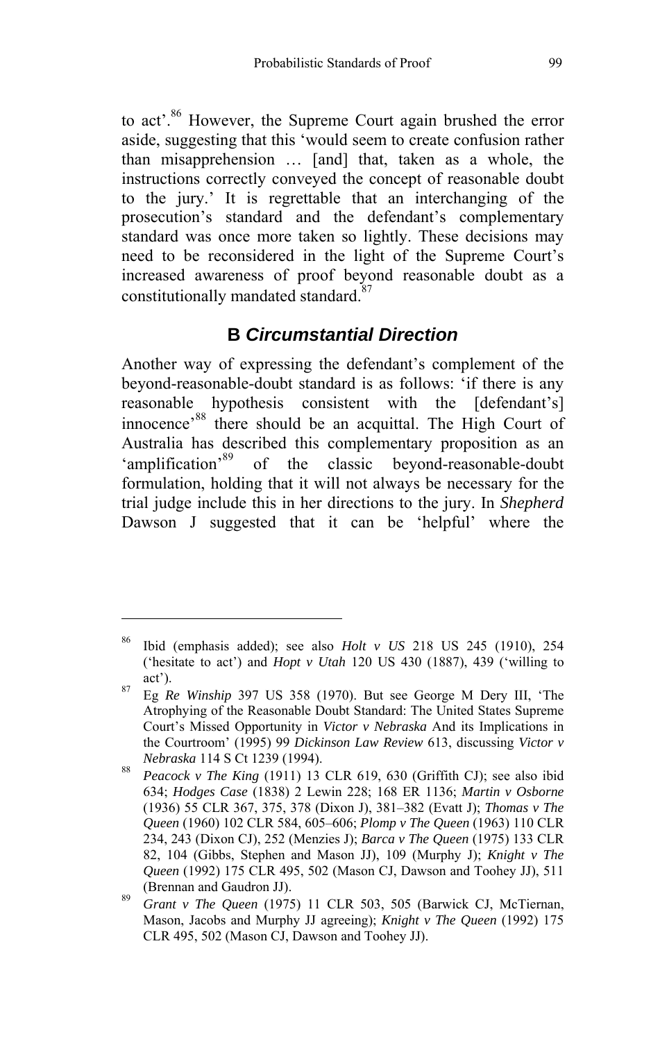to act'.[86] However, the Supreme Court again brushed the error aside, suggesting that this 'would seem to create confusion rather than misapprehension … [and] that, taken as a whole, the instructions correctly conveyed the concept of reasonable doubt to the jury.' It is regrettable that an interchanging of the prosecution's standard and the defendant's complementary standard was once more taken so lightly. These decisions may need to be reconsidered in the light of the Supreme Court's increased awareness of proof beyond reasonable doubt as a constitutionally mandated standard.[87]

## B *Circumstantial Direction*

Another way of expressing the defendant's complement of the beyond-reasonable-doubt standard is as follows: 'if there is any reasonable hypothesis consistent with the [defendant's] innocence'[88] there should be an acquittal. The High Court of Australia has described this complementary proposition as an 'amplification'[89] of the classic beyond-reasonable-doubt formulation, holding that it will not always be necessary for the trial judge include this in her directions to the jury. In *Shepherd* Dawson J suggested that it can be 'helpful' where the

---

[86] Ibid (emphasis added); see also *Holt v US* 218 US 245 (1910), 254 ('hesitate to act') and *Hopt v Utah* 120 US 430 (1887), 439 ('willing to act').

[87] Eg *Re Winship* 397 US 358 (1970). But see George M Dery III, 'The Atrophying of the Reasonable Doubt Standard: The United States Supreme Court's Missed Opportunity in *Victor v Nebraska* And its Implications in the Courtroom' (1995) 99 *Dickinson Law Review* 613, discussing *Victor v Nebraska* 114 S Ct 1239 (1994).

[88] *Peacock v The King* (1911) 13 CLR 619, 630 (Griffith CJ); see also ibid 634; *Hodges Case* (1838) 2 Lewin 228; 168 ER 1136; *Martin v Osborne* (1936) 55 CLR 367, 375, 378 (Dixon J), 381–382 (Evatt J); *Thomas v The Queen* (1960) 102 CLR 584, 605–606; *Plomp v The Queen* (1963) 110 CLR 234, 243 (Dixon CJ), 252 (Menzies J); *Barca v The Queen* (1975) 133 CLR 82, 104 (Gibbs, Stephen and Mason JJ), 109 (Murphy J); *Knight v The Queen* (1992) 175 CLR 495, 502 (Mason CJ, Dawson and Toohey JJ), 511 (Brennan and Gaudron JJ).

[89] *Grant v The Queen* (1975) 11 CLR 503, 505 (Barwick CJ, McTiernan, Mason, Jacobs and Murphy JJ agreeing); *Knight v The Queen* (1992) 175 CLR 495, 502 (Mason CJ, Dawson and Toohey JJ).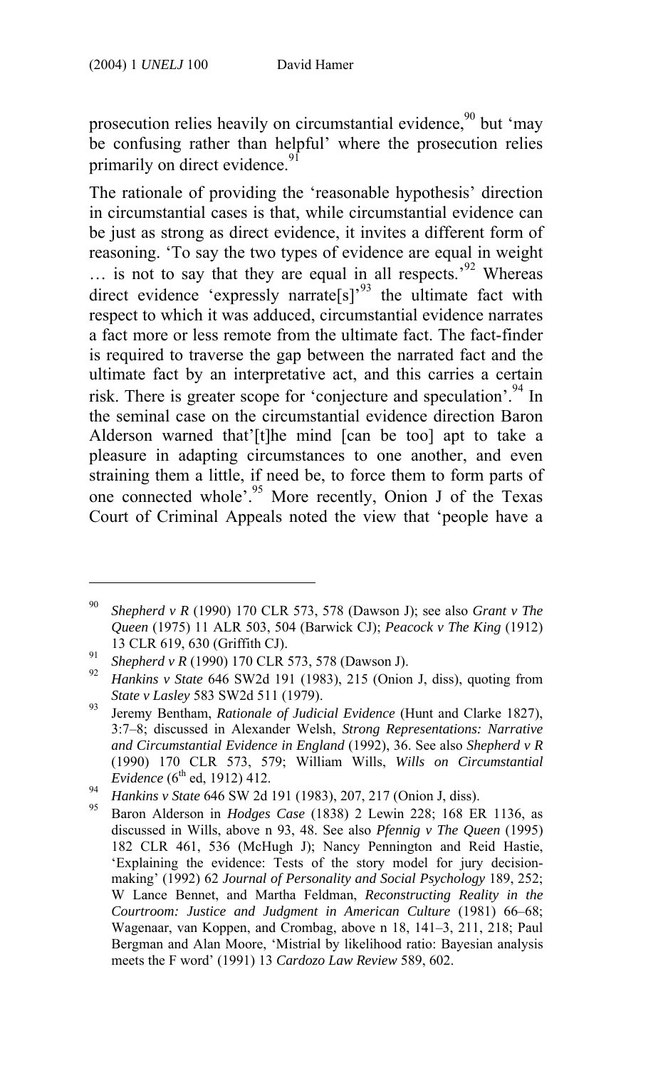prosecution relies heavily on circumstantial evidence,[90] but 'may be confusing rather than helpful' where the prosecution relies primarily on direct evidence.[91]

The rationale of providing the 'reasonable hypothesis' direction in circumstantial cases is that, while circumstantial evidence can be just as strong as direct evidence, it invites a different form of reasoning. 'To say the two types of evidence are equal in weight … is not to say that they are equal in all respects.'[92] Whereas direct evidence 'expressly narrate[s]'[93] the ultimate fact with respect to which it was adduced, circumstantial evidence narrates a fact more or less remote from the ultimate fact. The fact-finder is required to traverse the gap between the narrated fact and the ultimate fact by an interpretative act, and this carries a certain risk. There is greater scope for 'conjecture and speculation'.[94] In the seminal case on the circumstantial evidence direction Baron Alderson warned that'[t]he mind [can be too] apt to take a pleasure in adapting circumstances to one another, and even straining them a little, if need be, to force them to form parts of one connected whole'.[95] More recently, Onion J of the Texas Court of Criminal Appeals noted the view that 'people have a

---

[90] *Shepherd v R* (1990) 170 CLR 573, 578 (Dawson J); see also *Grant v The Queen* (1975) 11 ALR 503, 504 (Barwick CJ); *Peacock v The King* (1912) 13 CLR 619, 630 (Griffith CJ).

[91] *Shepherd v R* (1990) 170 CLR 573, 578 (Dawson J).

[92] *Hankins v State* 646 SW2d 191 (1983), 215 (Onion J, diss), quoting from *State v Lasley* 583 SW2d 511 (1979).

[93] Jeremy Bentham, *Rationale of Judicial Evidence* (Hunt and Clarke 1827), 3:7–8; discussed in Alexander Welsh, *Strong Representations: Narrative and Circumstantial Evidence in England* (1992), 36. See also *Shepherd v R* (1990) 170 CLR 573, 579; William Wills, *Wills on Circumstantial Evidence* (6th ed, 1912) 412.

[94] *Hankins v State* 646 SW 2d 191 (1983), 207, 217 (Onion J, diss).

[95] Baron Alderson in *Hodges Case* (1838) 2 Lewin 228; 168 ER 1136, as discussed in Wills, above n 93, 48. See also *Pfennig v The Queen* (1995) 182 CLR 461, 536 (McHugh J); Nancy Pennington and Reid Hastie, 'Explaining the evidence: Tests of the story model for jury decision-making' (1992) 62 *Journal of Personality and Social Psychology* 189, 252; W Lance Bennet, and Martha Feldman, *Reconstructing Reality in the Courtroom: Justice and Judgment in American Culture* (1981) 66–68; Wagenaar, van Koppen, and Crombag, above n 18, 141–3, 211, 218; Paul Bergman and Alan Moore, 'Mistrial by likelihood ratio: Bayesian analysis meets the F word' (1991) 13 *Cardozo Law Review* 589, 602.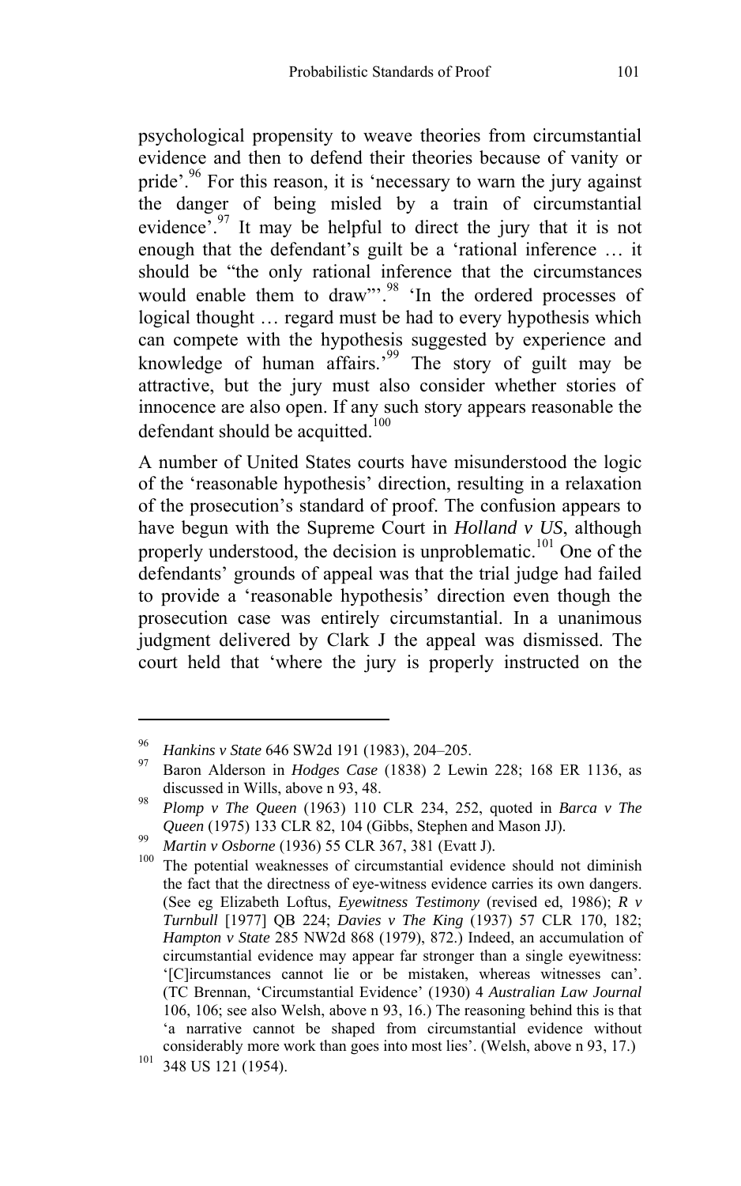psychological propensity to weave theories from circumstantial evidence and then to defend their theories because of vanity or pride'.[96] For this reason, it is 'necessary to warn the jury against the danger of being misled by a train of circumstantial evidence'.[97] It may be helpful to direct the jury that it is not enough that the defendant's guilt be a 'rational inference … it should be "the only rational inference that the circumstances would enable them to draw"'.[98] 'In the ordered processes of logical thought … regard must be had to every hypothesis which can compete with the hypothesis suggested by experience and knowledge of human affairs.'[99] The story of guilt may be attractive, but the jury must also consider whether stories of innocence are also open. If any such story appears reasonable the defendant should be acquitted.[100]

A number of United States courts have misunderstood the logic of the 'reasonable hypothesis' direction, resulting in a relaxation of the prosecution's standard of proof. The confusion appears to have begun with the Supreme Court in *Holland v US*, although properly understood, the decision is unproblematic.[101] One of the defendants' grounds of appeal was that the trial judge had failed to provide a 'reasonable hypothesis' direction even though the prosecution case was entirely circumstantial. In a unanimous judgment delivered by Clark J the appeal was dismissed. The court held that 'where the jury is properly instructed on the

---

[96] *Hankins v State* 646 SW2d 191 (1983), 204–205.

[97] Baron Alderson in *Hodges Case* (1838) 2 Lewin 228; 168 ER 1136, as discussed in Wills, above n 93, 48.

[98] *Plomp v The Queen* (1963) 110 CLR 234, 252, quoted in *Barca v The Queen* (1975) 133 CLR 82, 104 (Gibbs, Stephen and Mason JJ).

[99] *Martin v Osborne* (1936) 55 CLR 367, 381 (Evatt J).

[100] The potential weaknesses of circumstantial evidence should not diminish the fact that the directness of eye-witness evidence carries its own dangers. (See eg Elizabeth Loftus, *Eyewitness Testimony* (revised ed, 1986); *R v Turnbull* [1977] QB 224; *Davies v The King* (1937) 57 CLR 170, 182; *Hampton v State* 285 NW2d 868 (1979), 872.) Indeed, an accumulation of circumstantial evidence may appear far stronger than a single eyewitness: '[C]ircumstances cannot lie or be mistaken, whereas witnesses can'. (TC Brennan, 'Circumstantial Evidence' (1930) 4 *Australian Law Journal* 106, 106; see also Welsh, above n 93, 16.) The reasoning behind this is that 'a narrative cannot be shaped from circumstantial evidence without considerably more work than goes into most lies'. (Welsh, above n 93, 17.)

[101] 348 US 121 (1954).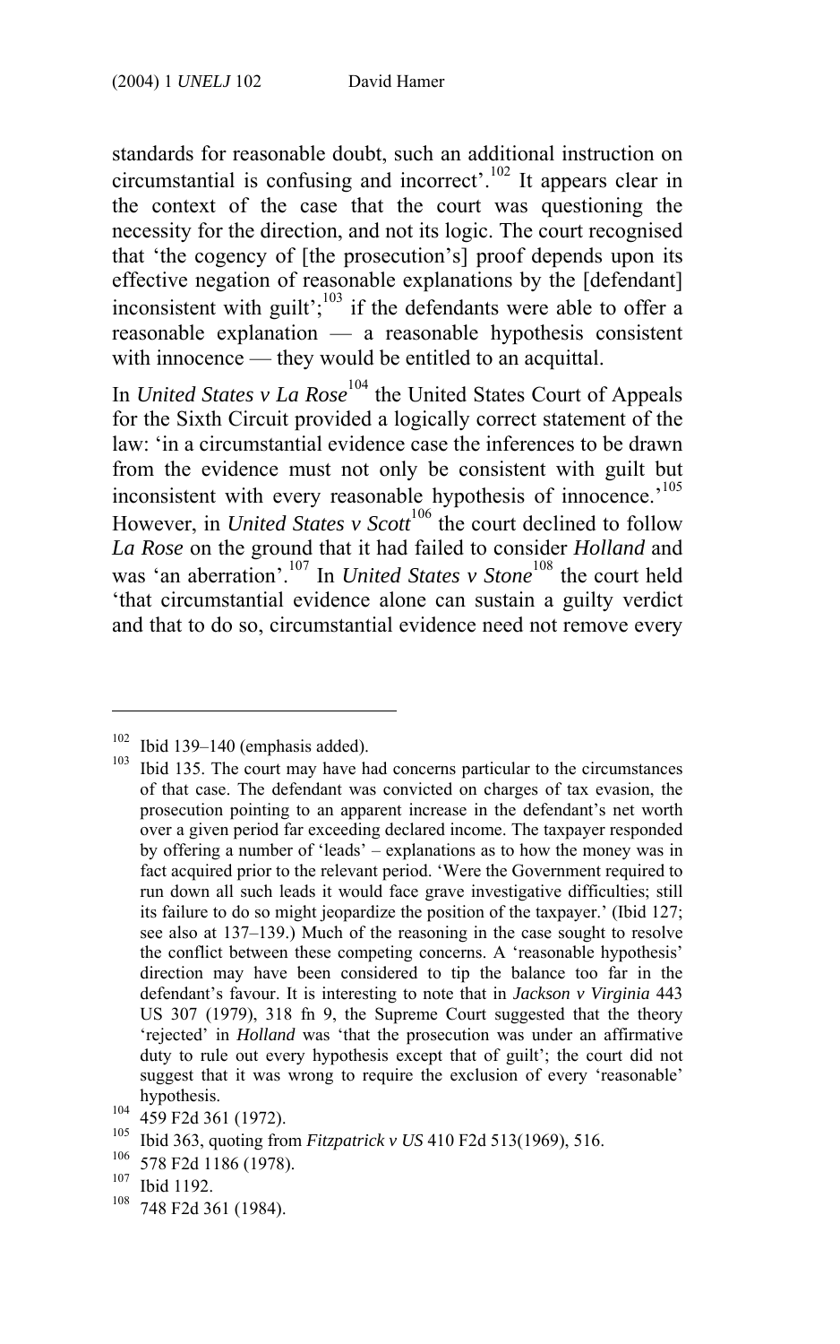standards for reasonable doubt, such an additional instruction on circumstantial is confusing and incorrect'.[102] It appears clear in the context of the case that the court was questioning the necessity for the direction, and not its logic. The court recognised that 'the cogency of [the prosecution's] proof depends upon its effective negation of reasonable explanations by the [defendant] inconsistent with guilt';[103] if the defendants were able to offer a reasonable explanation — a reasonable hypothesis consistent with innocence — they would be entitled to an acquittal.

In *United States v La Rose*[104] the United States Court of Appeals for the Sixth Circuit provided a logically correct statement of the law: 'in a circumstantial evidence case the inferences to be drawn from the evidence must not only be consistent with guilt but inconsistent with every reasonable hypothesis of innocence.'[105] However, in *United States v Scott*[106] the court declined to follow *La Rose* on the ground that it had failed to consider *Holland* and was 'an aberration'.[107] In *United States v Stone*[108] the court held 'that circumstantial evidence alone can sustain a guilty verdict and that to do so, circumstantial evidence need not remove every

---

[102] Ibid 139–140 (emphasis added).

[103] Ibid 135. The court may have had concerns particular to the circumstances of that case. The defendant was convicted on charges of tax evasion, the prosecution pointing to an apparent increase in the defendant's net worth over a given period far exceeding declared income. The taxpayer responded by offering a number of 'leads' – explanations as to how the money was in fact acquired prior to the relevant period. 'Were the Government required to run down all such leads it would face grave investigative difficulties; still its failure to do so might jeopardize the position of the taxpayer.' (Ibid 127; see also at 137–139.) Much of the reasoning in the case sought to resolve the conflict between these competing concerns. A 'reasonable hypothesis' direction may have been considered to tip the balance too far in the defendant's favour. It is interesting to note that in *Jackson v Virginia* 443 US 307 (1979), 318 fn 9, the Supreme Court suggested that the theory 'rejected' in *Holland* was 'that the prosecution was under an affirmative duty to rule out every hypothesis except that of guilt'; the court did not suggest that it was wrong to require the exclusion of every 'reasonable' hypothesis.

[104] 459 F2d 361 (1972).

[105] Ibid 363, quoting from *Fitzpatrick v US* 410 F2d 513(1969), 516.

[106] 578 F2d 1186 (1978).

[107] Ibid 1192.

[108] 748 F2d 361 (1984).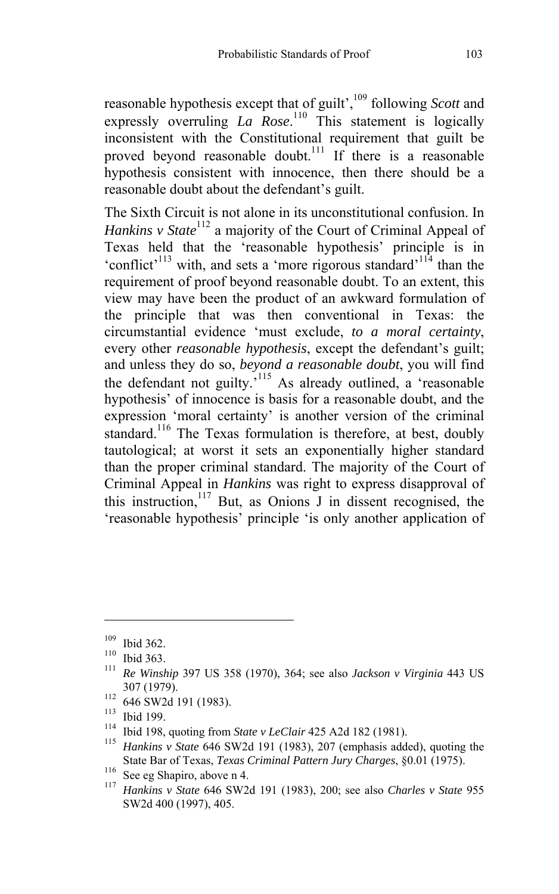reasonable hypothesis except that of guilt',[109] following *Scott* and expressly overruling *La Rose*.[110] This statement is logically inconsistent with the Constitutional requirement that guilt be proved beyond reasonable doubt.[111] If there is a reasonable hypothesis consistent with innocence, then there should be a reasonable doubt about the defendant's guilt.

The Sixth Circuit is not alone in its unconstitutional confusion. In *Hankins v State*[112] a majority of the Court of Criminal Appeal of Texas held that the 'reasonable hypothesis' principle is in 'conflict'[113] with, and sets a 'more rigorous standard'[114] than the requirement of proof beyond reasonable doubt. To an extent, this view may have been the product of an awkward formulation of the principle that was then conventional in Texas: the circumstantial evidence 'must exclude, *to a moral certainty*, every other *reasonable hypothesis*, except the defendant's guilt; and unless they do so, *beyond a reasonable doubt*, you will find the defendant not guilty.'[115] As already outlined, a 'reasonable hypothesis' of innocence is basis for a reasonable doubt, and the expression 'moral certainty' is another version of the criminal standard.[116] The Texas formulation is therefore, at best, doubly tautological; at worst it sets an exponentially higher standard than the proper criminal standard. The majority of the Court of Criminal Appeal in *Hankins* was right to express disapproval of this instruction,[117] But, as Onions J in dissent recognised, the 'reasonable hypothesis' principle 'is only another application of

---

[109] Ibid 362.

[110] Ibid 363.

[111] *Re Winship* 397 US 358 (1970), 364; see also *Jackson v Virginia* 443 US 307 (1979).

[112] 646 SW2d 191 (1983).

[113] Ibid 199.

[114] Ibid 198, quoting from *State v LeClair* 425 A2d 182 (1981).

[115] *Hankins v State* 646 SW2d 191 (1983), 207 (emphasis added), quoting the State Bar of Texas, *Texas Criminal Pattern Jury Charges*, §0.01 (1975).

[116] See eg Shapiro, above n 4.

[117] *Hankins v State* 646 SW2d 191 (1983), 200; see also *Charles v State* 955 SW2d 400 (1997), 405.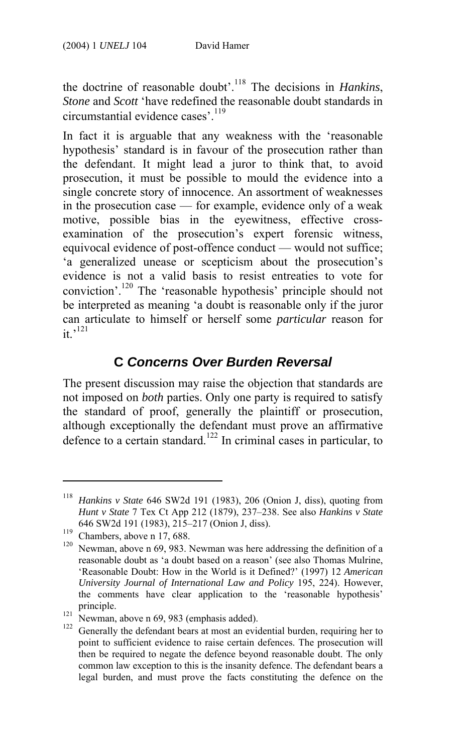the doctrine of reasonable doubt'.[118] The decisions in *Hankins*, *Stone* and *Scott* 'have redefined the reasonable doubt standards in circumstantial evidence cases'.[119]

In fact it is arguable that any weakness with the 'reasonable hypothesis' standard is in favour of the prosecution rather than the defendant. It might lead a juror to think that, to avoid prosecution, it must be possible to mould the evidence into a single concrete story of innocence. An assortment of weaknesses in the prosecution case — for example, evidence only of a weak motive, possible bias in the eyewitness, effective cross-examination of the prosecution's expert forensic witness, equivocal evidence of post-offence conduct — would not suffice; 'a generalized unease or scepticism about the prosecution's evidence is not a valid basis to resist entreaties to vote for conviction'.[120] The 'reasonable hypothesis' principle should not be interpreted as meaning 'a doubt is reasonable only if the juror can articulate to himself or herself some *particular* reason for it.'[121]

## C *Concerns Over Burden Reversal*

The present discussion may raise the objection that standards are not imposed on *both* parties. Only one party is required to satisfy the standard of proof, generally the plaintiff or prosecution, although exceptionally the defendant must prove an affirmative defence to a certain standard.[122] In criminal cases in particular, to

---

[118] *Hankins v State* 646 SW2d 191 (1983), 206 (Onion J, diss), quoting from *Hunt v State* 7 Tex Ct App 212 (1879), 237–238. See also *Hankins v State* 646 SW2d 191 (1983), 215–217 (Onion J, diss).

[119] Chambers, above n 17, 688.

[120] Newman, above n 69, 983. Newman was here addressing the definition of a reasonable doubt as 'a doubt based on a reason' (see also Thomas Mulrine, 'Reasonable Doubt: How in the World is it Defined?' (1997) 12 *American University Journal of International Law and Policy* 195, 224). However, the comments have clear application to the 'reasonable hypothesis' principle.

[121] Newman, above n 69, 983 (emphasis added).

[122] Generally the defendant bears at most an evidential burden, requiring her to point to sufficient evidence to raise certain defences. The prosecution will then be required to negate the defence beyond reasonable doubt. The only common law exception to this is the insanity defence. The defendant bears a legal burden, and must prove the facts constituting the defence on the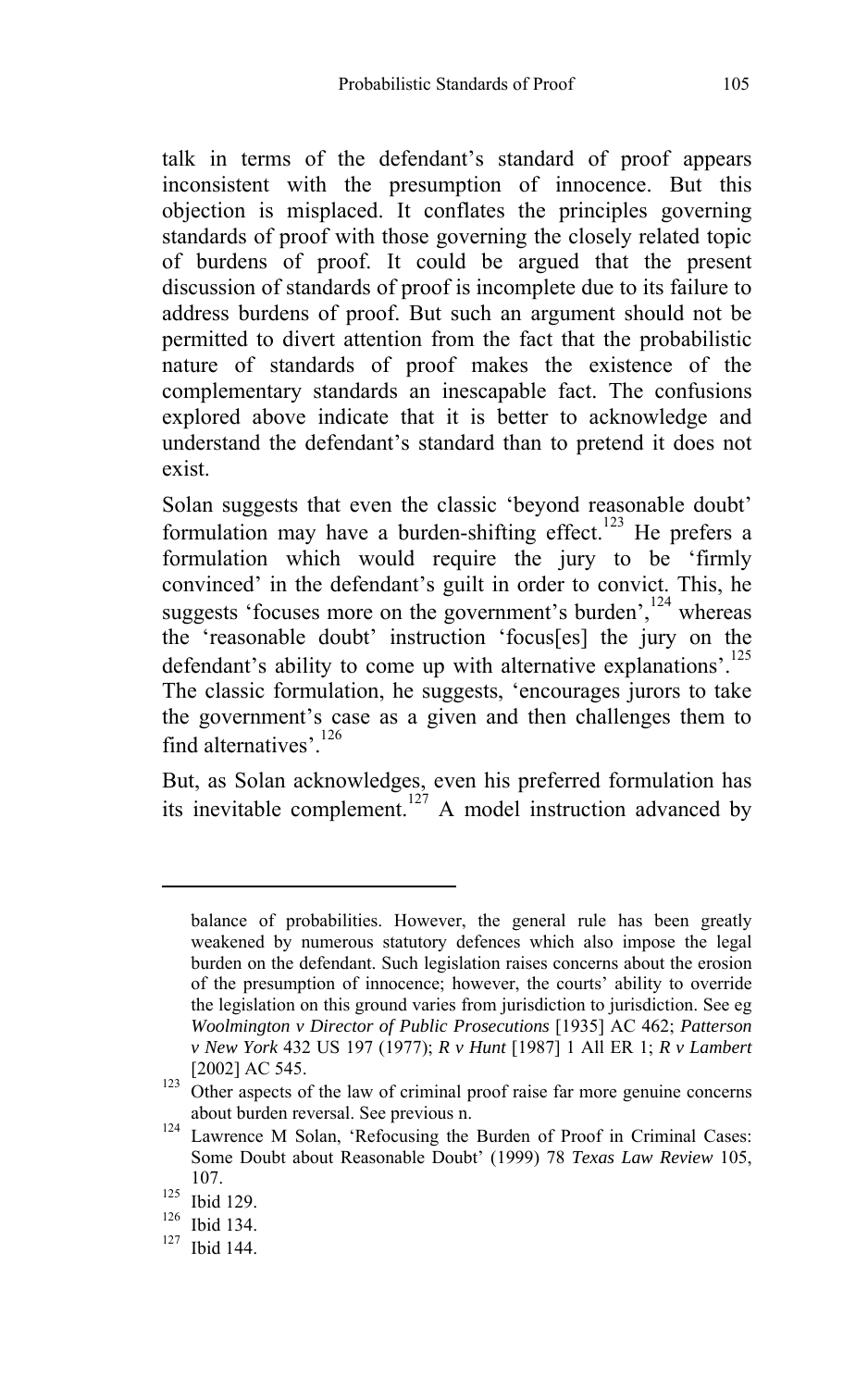talk in terms of the defendant's standard of proof appears inconsistent with the presumption of innocence. But this objection is misplaced. It conflates the principles governing standards of proof with those governing the closely related topic of burdens of proof. It could be argued that the present discussion of standards of proof is incomplete due to its failure to address burdens of proof. But such an argument should not be permitted to divert attention from the fact that the probabilistic nature of standards of proof makes the existence of the complementary standards an inescapable fact. The confusions explored above indicate that it is better to acknowledge and understand the defendant's standard than to pretend it does not exist.

Solan suggests that even the classic 'beyond reasonable doubt' formulation may have a burden-shifting effect.[123] He prefers a formulation which would require the jury to be 'firmly convinced' in the defendant's guilt in order to convict. This, he suggests 'focuses more on the government's burden',[124] whereas the 'reasonable doubt' instruction 'focus[es] the jury on the defendant's ability to come up with alternative explanations'.[125] The classic formulation, he suggests, 'encourages jurors to take the government's case as a given and then challenges them to find alternatives'.[126]

But, as Solan acknowledges, even his preferred formulation has its inevitable complement.[127] A model instruction advanced by

---

balance of probabilities. However, the general rule has been greatly weakened by numerous statutory defences which also impose the legal burden on the defendant. Such legislation raises concerns about the erosion of the presumption of innocence; however, the courts' ability to override the legislation on this ground varies from jurisdiction to jurisdiction. See eg *Woolmington v Director of Public Prosecutions* [1935] AC 462; *Patterson v New York* 432 US 197 (1977); *R v Hunt* [1987] 1 All ER 1; *R v Lambert* [2002] AC 545.

[123] Other aspects of the law of criminal proof raise far more genuine concerns about burden reversal. See previous n.

[124] Lawrence M Solan, 'Refocusing the Burden of Proof in Criminal Cases: Some Doubt about Reasonable Doubt' (1999) 78 *Texas Law Review* 105, 107.

[125] Ibid 129.

[126] Ibid 134.

[127] Ibid 144.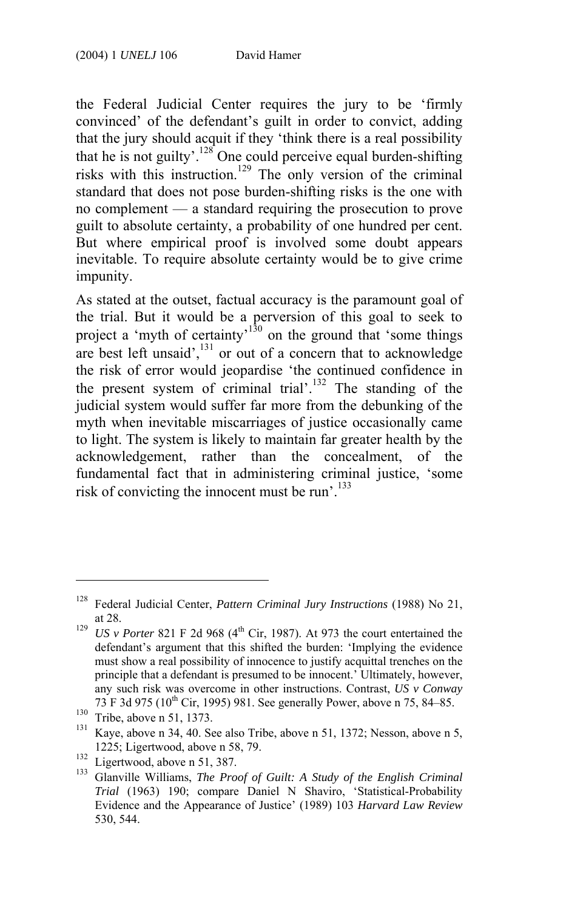the Federal Judicial Center requires the jury to be 'firmly convinced' of the defendant's guilt in order to convict, adding that the jury should acquit if they 'think there is a real possibility that he is not guilty'.[128] One could perceive equal burden-shifting risks with this instruction.[129] The only version of the criminal standard that does not pose burden-shifting risks is the one with no complement — a standard requiring the prosecution to prove guilt to absolute certainty, a probability of one hundred per cent. But where empirical proof is involved some doubt appears inevitable. To require absolute certainty would be to give crime impunity.

As stated at the outset, factual accuracy is the paramount goal of the trial. But it would be a perversion of this goal to seek to project a 'myth of certainty'[130] on the ground that 'some things are best left unsaid',[131] or out of a concern that to acknowledge the risk of error would jeopardise 'the continued confidence in the present system of criminal trial'.[132] The standing of the judicial system would suffer far more from the debunking of the myth when inevitable miscarriages of justice occasionally came to light. The system is likely to maintain far greater health by the acknowledgement, rather than the concealment, of the fundamental fact that in administering criminal justice, 'some risk of convicting the innocent must be run'.[133]

---

[128] Federal Judicial Center, *Pattern Criminal Jury Instructions* (1988) No 21, at 28.

[129] *US v Porter* 821 F 2d 968 (4th Cir, 1987). At 973 the court entertained the defendant's argument that this shifted the burden: 'Implying the evidence must show a real possibility of innocence to justify acquittal trenches on the principle that a defendant is presumed to be innocent.' Ultimately, however, any such risk was overcome in other instructions. Contrast, *US v Conway* 73 F 3d 975 (10th Cir, 1995) 981. See generally Power, above n 75, 84–85.

[130] Tribe, above n 51, 1373.

[131] Kaye, above n 34, 40. See also Tribe, above n 51, 1372; Nesson, above n 5, 1225; Ligertwood, above n 58, 79.

[132] Ligertwood, above n 51, 387.

[133] Glanville Williams, *The Proof of Guilt: A Study of the English Criminal Trial* (1963) 190; compare Daniel N Shaviro, 'Statistical-Probability Evidence and the Appearance of Justice' (1989) 103 *Harvard Law Review* 530, 544.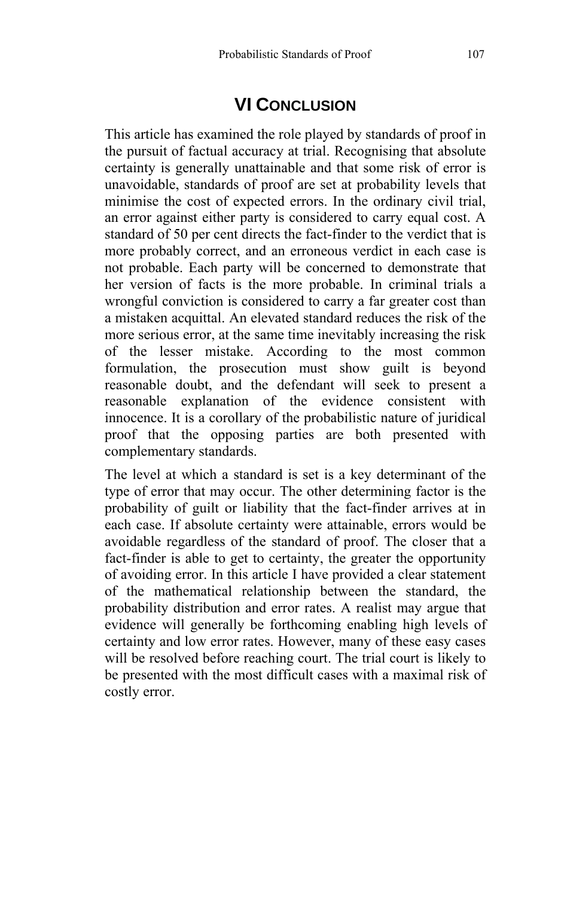# VI Conclusion

This article has examined the role played by standards of proof in the pursuit of factual accuracy at trial. Recognising that absolute certainty is generally unattainable and that some risk of error is unavoidable, standards of proof are set at probability levels that minimise the cost of expected errors. In the ordinary civil trial, an error against either party is considered to carry equal cost. A standard of 50 per cent directs the fact-finder to the verdict that is more probably correct, and an erroneous verdict in each case is not probable. Each party will be concerned to demonstrate that her version of facts is the more probable. In criminal trials a wrongful conviction is considered to carry a far greater cost than a mistaken acquittal. An elevated standard reduces the risk of the more serious error, at the same time inevitably increasing the risk of the lesser mistake. According to the most common formulation, the prosecution must show guilt is beyond reasonable doubt, and the defendant will seek to present a reasonable explanation of the evidence consistent with innocence. It is a corollary of the probabilistic nature of juridical proof that the opposing parties are both presented with complementary standards.

The level at which a standard is set is a key determinant of the type of error that may occur. The other determining factor is the probability of guilt or liability that the fact-finder arrives at in each case. If absolute certainty were attainable, errors would be avoidable regardless of the standard of proof. The closer that a fact-finder is able to get to certainty, the greater the opportunity of avoiding error. In this article I have provided a clear statement of the mathematical relationship between the standard, the probability distribution and error rates. A realist may argue that evidence will generally be forthcoming enabling high levels of certainty and low error rates. However, many of these easy cases will be resolved before reaching court. The trial court is likely to be presented with the most difficult cases with a maximal risk of costly error.